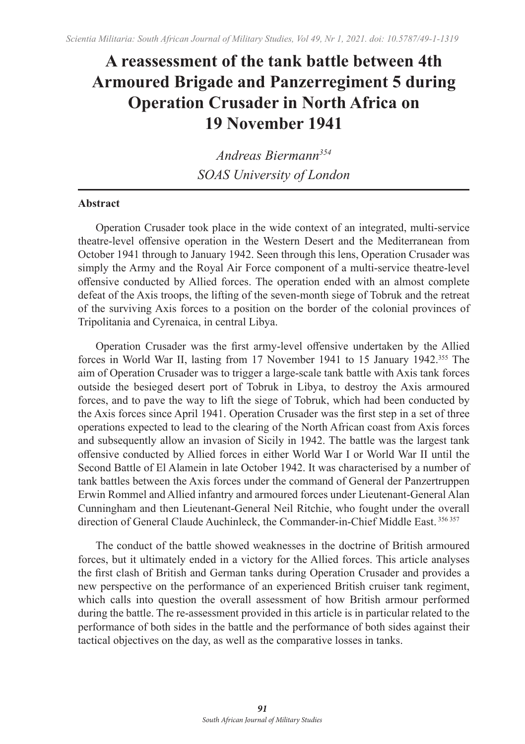# A reassessment of the tank battle between 4th Armoured Brigade and Panzerregiment 5 during Operation Crusader in North Africa on 19 November 1941

*Andreas Biermann*[354]

*SOAS University of London*

**Abstract**

Operation Crusader took place in the wide context of an integrated, multi-service theatre-level offensive operation in the Western Desert and the Mediterranean from October 1941 through to January 1942. Seen through this lens, Operation Crusader was simply the Army and the Royal Air Force component of a multi-service theatre-level offensive conducted by Allied forces. The operation ended with an almost complete defeat of the Axis troops, the lifting of the seven-month siege of Tobruk and the retreat of the surviving Axis forces to a position on the border of the colonial provinces of Tripolitania and Cyrenaica, in central Libya.

Operation Crusader was the first army-level offensive undertaken by the Allied forces in World War II, lasting from 17 November 1941 to 15 January 1942.[355] The aim of Operation Crusader was to trigger a large-scale tank battle with Axis tank forces outside the besieged desert port of Tobruk in Libya, to destroy the Axis armoured forces, and to pave the way to lift the siege of Tobruk, which had been conducted by the Axis forces since April 1941. Operation Crusader was the first step in a set of three operations expected to lead to the clearing of the North African coast from Axis forces and subsequently allow an invasion of Sicily in 1942. The battle was the largest tank offensive conducted by Allied forces in either World War I or World War II until the Second Battle of El Alamein in late October 1942. It was characterised by a number of tank battles between the Axis forces under the command of General der Panzertruppen Erwin Rommel and Allied infantry and armoured forces under Lieutenant-General Alan Cunningham and then Lieutenant-General Neil Ritchie, who fought under the overall direction of General Claude Auchinleck, the Commander-in-Chief Middle East.[356 357]

The conduct of the battle showed weaknesses in the doctrine of British armoured forces, but it ultimately ended in a victory for the Allied forces. This article analyses the first clash of British and German tanks during Operation Crusader and provides a new perspective on the performance of an experienced British cruiser tank regiment, which calls into question the overall assessment of how British armour performed during the battle. The re-assessment provided in this article is in particular related to the performance of both sides in the battle and the performance of both sides against their tactical objectives on the day, as well as the comparative losses in tanks.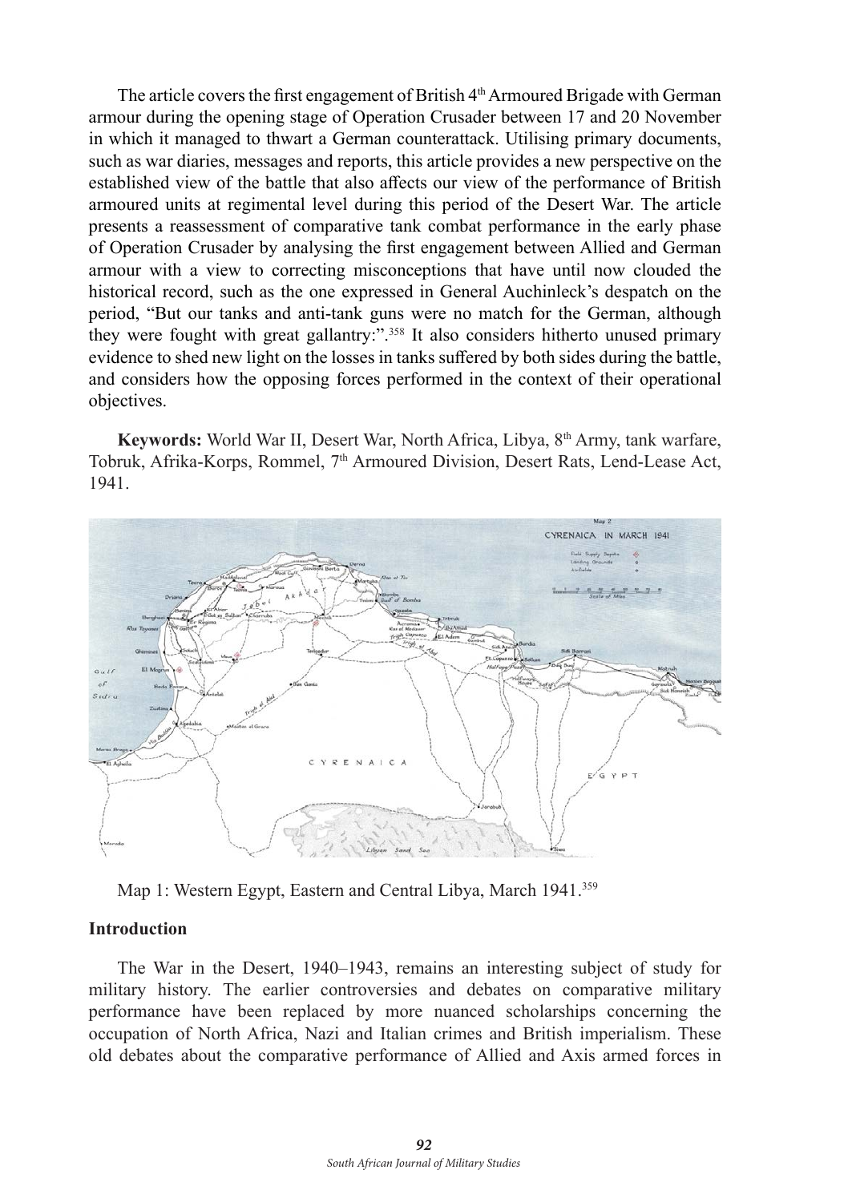The article covers the first engagement of British 4th Armoured Brigade with German armour during the opening stage of Operation Crusader between 17 and 20 November in which it managed to thwart a German counterattack. Utilising primary documents, such as war diaries, messages and reports, this article provides a new perspective on the established view of the battle that also affects our view of the performance of British armoured units at regimental level during this period of the Desert War. The article presents a reassessment of comparative tank combat performance in the early phase of Operation Crusader by analysing the first engagement between Allied and German armour with a view to correcting misconceptions that have until now clouded the historical record, such as the one expressed in General Auchinleck's despatch on the period, "But our tanks and anti-tank guns were no match for the German, although they were fought with great gallantry:".[358] It also considers hitherto unused primary evidence to shed new light on the losses in tanks suffered by both sides during the battle, and considers how the opposing forces performed in the context of their operational objectives.

**Keywords:** World War II, Desert War, North Africa, Libya, 8th Army, tank warfare, Tobruk, Afrika-Korps, Rommel, 7th Armoured Division, Desert Rats, Lend-Lease Act, 1941.

Map 1: Western Egypt, Eastern and Central Libya, March 1941.[359]

## Introduction

The War in the Desert, 1940–1943, remains an interesting subject of study for military history. The earlier controversies and debates on comparative military performance have been replaced by more nuanced scholarships concerning the occupation of North Africa, Nazi and Italian crimes and British imperialism. These old debates about the comparative performance of Allied and Axis armed forces in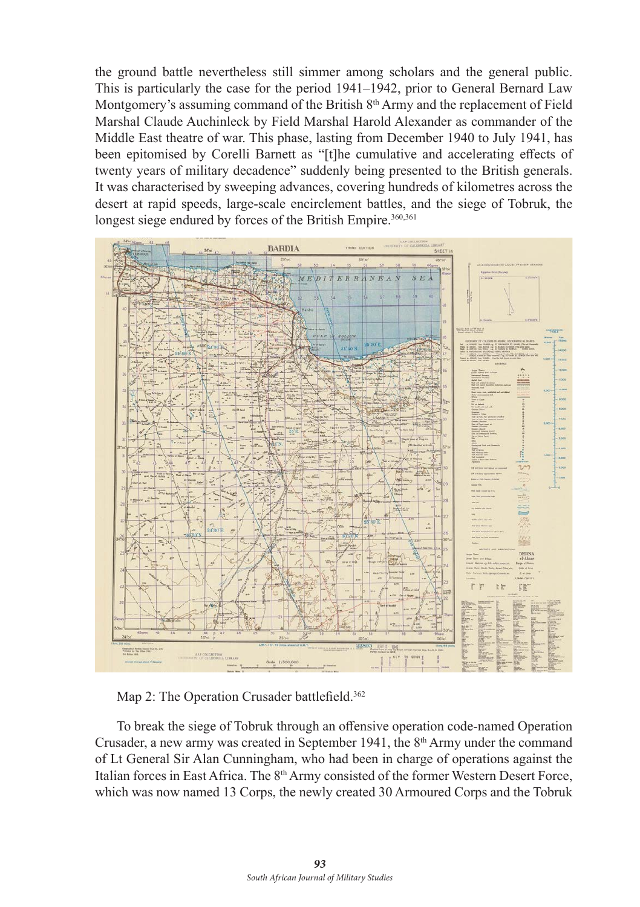the ground battle nevertheless still simmer among scholars and the general public. This is particularly the case for the period 1941–1942, prior to General Bernard Law Montgomery's assuming command of the British 8th Army and the replacement of Field Marshal Claude Auchinleck by Field Marshal Harold Alexander as commander of the Middle East theatre of war. This phase, lasting from December 1940 to July 1941, has been epitomised by Corelli Barnett as "[t]he cumulative and accelerating effects of twenty years of military decadence" suddenly being presented to the British generals. It was characterised by sweeping advances, covering hundreds of kilometres across the desert at rapid speeds, large-scale encirclement battles, and the siege of Tobruk, the longest siege endured by forces of the British Empire.[360,361]

Map 2: The Operation Crusader battlefield.[362]

To break the siege of Tobruk through an offensive operation code-named Operation Crusader, a new army was created in September 1941, the 8th Army under the command of Lt General Sir Alan Cunningham, who had been in charge of operations against the Italian forces in East Africa. The 8th Army consisted of the former Western Desert Force, which was now named 13 Corps, the newly created 30 Armoured Corps and the Tobruk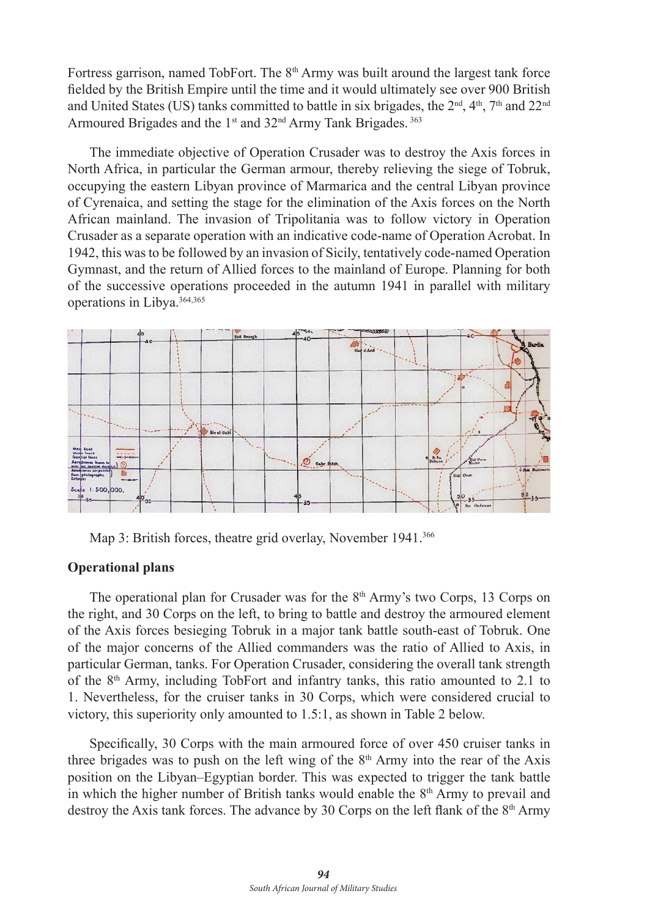Fortress garrison, named TobFort. The 8th Army was built around the largest tank force fielded by the British Empire until the time and it would ultimately see over 900 British and United States (US) tanks committed to battle in six brigades, the 2nd, 4th, 7th and 22nd Armoured Brigades and the 1st and 32nd Army Tank Brigades. [363]

The immediate objective of Operation Crusader was to destroy the Axis forces in North Africa, in particular the German armour, thereby relieving the siege of Tobruk, occupying the eastern Libyan province of Marmarica and the central Libyan province of Cyrenaica, and setting the stage for the elimination of the Axis forces on the North African mainland. The invasion of Tripolitania was to follow victory in Operation Crusader as a separate operation with an indicative code-name of Operation Acrobat. In 1942, this was to be followed by an invasion of Sicily, tentatively code-named Operation Gymnast, and the return of Allied forces to the mainland of Europe. Planning for both of the successive operations proceeded in the autumn 1941 in parallel with military operations in Libya.[364,365]

Map 3: British forces, theatre grid overlay, November 1941.[366]

## Operational plans

The operational plan for Crusader was for the 8th Army's two Corps, 13 Corps on the right, and 30 Corps on the left, to bring to battle and destroy the armoured element of the Axis forces besieging Tobruk in a major tank battle south-east of Tobruk. One of the major concerns of the Allied commanders was the ratio of Allied to Axis, in particular German, tanks. For Operation Crusader, considering the overall tank strength of the 8th Army, including TobFort and infantry tanks, this ratio amounted to 2.1 to 1. Nevertheless, for the cruiser tanks in 30 Corps, which were considered crucial to victory, this superiority only amounted to 1.5:1, as shown in Table 2 below.

Specifically, 30 Corps with the main armoured force of over 450 cruiser tanks in three brigades was to push on the left wing of the 8th Army into the rear of the Axis position on the Libyan–Egyptian border. This was expected to trigger the tank battle in which the higher number of British tanks would enable the 8th Army to prevail and destroy the Axis tank forces. The advance by 30 Corps on the left flank of the 8th Army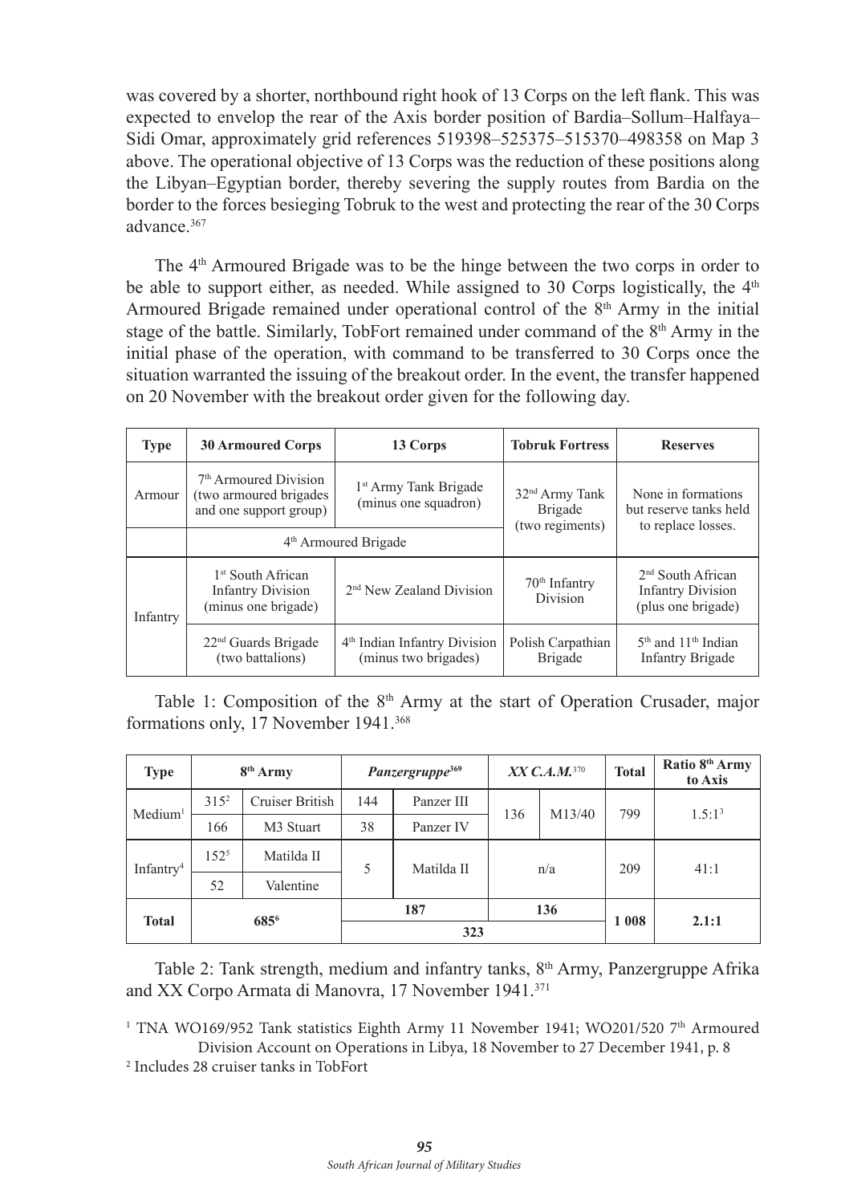was covered by a shorter, northbound right hook of 13 Corps on the left flank. This was expected to envelop the rear of the Axis border position of Bardia–Sollum–Halfaya–Sidi Omar, approximately grid references 519398–525375–515370–498358 on Map 3 above. The operational objective of 13 Corps was the reduction of these positions along the Libyan–Egyptian border, thereby severing the supply routes from Bardia on the border to the forces besieging Tobruk to the west and protecting the rear of the 30 Corps advance.[367]

The 4th Armoured Brigade was to be the hinge between the two corps in order to be able to support either, as needed. While assigned to 30 Corps logistically, the 4th Armoured Brigade remained under operational control of the 8th Army in the initial stage of the battle. Similarly, TobFort remained under command of the 8th Army in the initial phase of the operation, with command to be transferred to 30 Corps once the situation warranted the issuing of the breakout order. In the event, the transfer happened on 20 November with the breakout order given for the following day.

| Type | 30 Armoured Corps | 13 Corps | Tobruk Fortress | Reserves |
|---|---|---|---|---|
| Armour | 7th Armoured Division (two armoured brigades and one support group) | 1st Army Tank Brigade (minus one squadron) | 32nd Army Tank Brigade (two regiments) | None in formations but reserve tanks held to replace losses. |
| | 4th Armoured Brigade | | | |
| Infantry | 1st South African Infantry Division (minus one brigade) | 2nd New Zealand Division | 70th Infantry Division | 2nd South African Infantry Division (plus one brigade) |
| | 22nd Guards Brigade (two battalions) | 4th Indian Infantry Division (minus two brigades) | Polish Carpathian Brigade | 5th and 11th Indian Infantry Brigade |

Table 1: Composition of the 8th Army at the start of Operation Crusader, major formations only, 17 November 1941.[368]

| Type | 8th Army | | *Panzergruppe*[369] | | *XX C.A.M.*[370] | | Total | Ratio 8th Army to Axis |
|---|---|---|---|---|---|---|---|---|
| Medium[1] | 315[2] | Cruiser British | 144 | Panzer III | 136 | M13/40 | 799 | 1.5:1[3] |
| | 166 | M3 Stuart | 38 | Panzer IV | | | | |
| Infantry[4] | 152[5] | Matilda II | 5 | Matilda II | n/a | | 209 | 41:1 |
| | 52 | Valentine | | | | | | |
| **Total** | **685[6]** | | **187** | | **136** | | **1 008** | **2.1:1** |
| | | | **323** | | | | | |

Table 2: Tank strength, medium and infantry tanks, 8th Army, Panzergruppe Afrika and XX Corpo Armata di Manovra, 17 November 1941.[371]

[1] TNA WO169/952 Tank statistics Eighth Army 11 November 1941; WO201/520 7th Armoured Division Account on Operations in Libya, 18 November to 27 December 1941, p. 8

[2] Includes 28 cruiser tanks in TobFort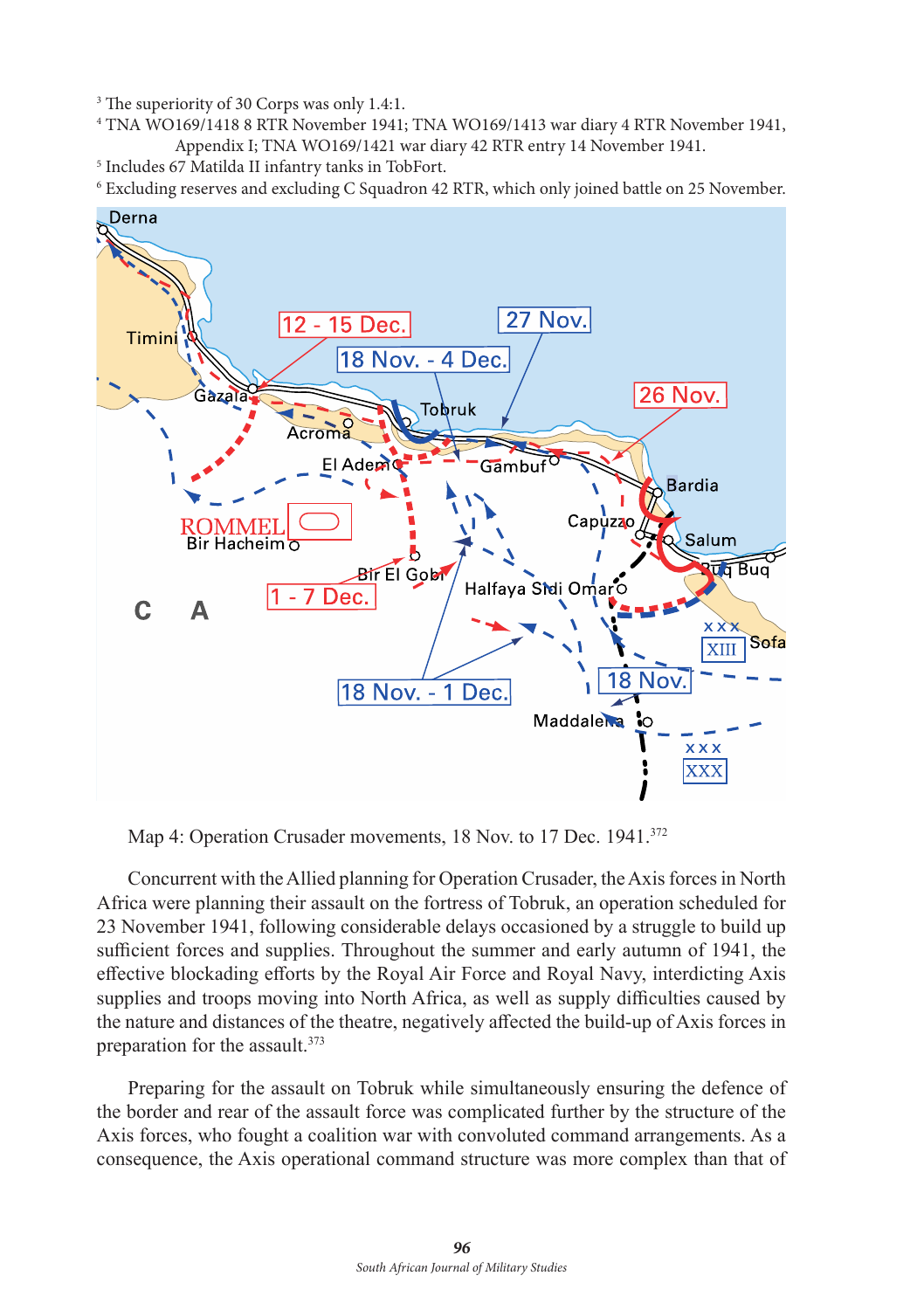[3] The superiority of 30 Corps was only 1.4:1.

[4] TNA WO169/1418 8 RTR November 1941; TNA WO169/1413 war diary 4 RTR November 1941, Appendix I; TNA WO169/1421 war diary 42 RTR entry 14 November 1941.

[5] Includes 67 Matilda II infantry tanks in TobFort.

[6] Excluding reserves and excluding C Squadron 42 RTR, which only joined battle on 25 November.

Map 4: Operation Crusader movements, 18 Nov. to 17 Dec. 1941.[372]

Concurrent with the Allied planning for Operation Crusader, the Axis forces in North Africa were planning their assault on the fortress of Tobruk, an operation scheduled for 23 November 1941, following considerable delays occasioned by a struggle to build up sufficient forces and supplies. Throughout the summer and early autumn of 1941, the effective blockading efforts by the Royal Air Force and Royal Navy, interdicting Axis supplies and troops moving into North Africa, as well as supply difficulties caused by the nature and distances of the theatre, negatively affected the build-up of Axis forces in preparation for the assault.[373]

Preparing for the assault on Tobruk while simultaneously ensuring the defence of the border and rear of the assault force was complicated further by the structure of the Axis forces, who fought a coalition war with convoluted command arrangements. As a consequence, the Axis operational command structure was more complex than that of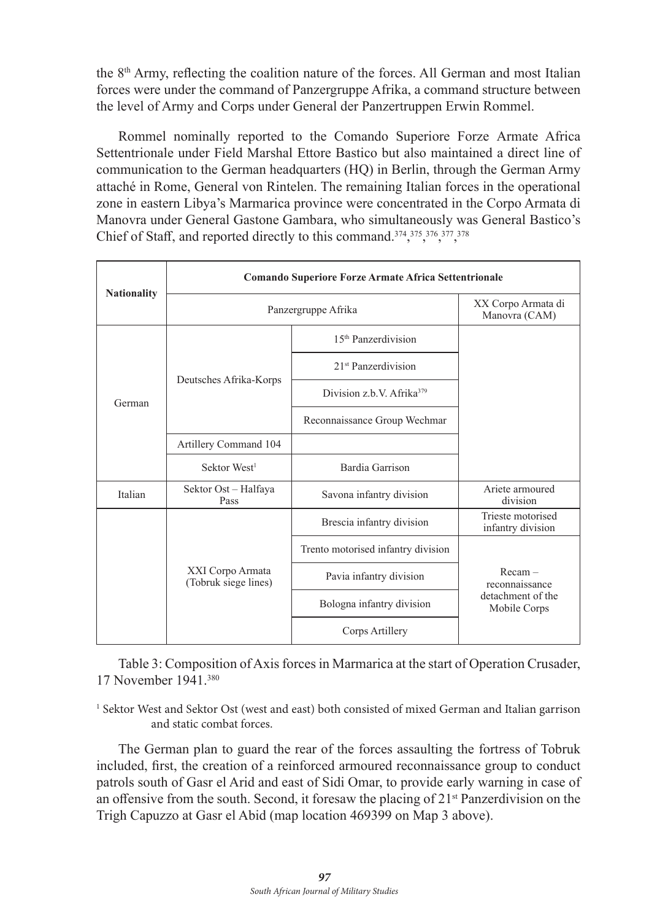the 8th Army, reflecting the coalition nature of the forces. All German and most Italian forces were under the command of Panzergruppe Afrika, a command structure between the level of Army and Corps under General der Panzertruppen Erwin Rommel.

Rommel nominally reported to the Comando Superiore Forze Armate Africa Settentrionale under Field Marshal Ettore Bastico but also maintained a direct line of communication to the German headquarters (HQ) in Berlin, through the German Army attaché in Rome, General von Rintelen. The remaining Italian forces in the operational zone in eastern Libya's Marmarica province were concentrated in the Corpo Armata di Manovra under General Gastone Gambara, who simultaneously was General Bastico's Chief of Staff, and reported directly to this command.[374],[375],[376],[377],[378]

| Nationality | Comando Superiore Forze Armate Africa Settentrionale | | |
|---|---|---|---|
| | Panzergruppe Afrika | | XX Corpo Armata di Manovra (CAM) |
| German | Deutsches Afrika-Korps | 15th Panzerdivision | |
| | | 21st Panzerdivision | |
| | | Division z.b.V. Afrika[379] | |
| | | Reconnaissance Group Wechmar | |
| | Artillery Command 104 | | |
| | Sektor West[1] | Bardia Garrison | |
| Italian | Sektor Ost – Halfaya Pass | Savona infantry division | Ariete armoured division |
| | XXI Corpo Armata (Tobruk siege lines) | Brescia infantry division | Trieste motorised infantry division |
| | | Trento motorised infantry division | Recam – reconnaissance detachment of the Mobile Corps |
| | | Pavia infantry division | |
| | | Bologna infantry division | |
| | | Corps Artillery | |

Table 3: Composition of Axis forces in Marmarica at the start of Operation Crusader, 17 November 1941.[380]

[1] Sektor West and Sektor Ost (west and east) both consisted of mixed German and Italian garrison and static combat forces.

The German plan to guard the rear of the forces assaulting the fortress of Tobruk included, first, the creation of a reinforced armoured reconnaissance group to conduct patrols south of Gasr el Arid and east of Sidi Omar, to provide early warning in case of an offensive from the south. Second, it foresaw the placing of 21st Panzerdivision on the Trigh Capuzzo at Gasr el Abid (map location 469399 on Map 3 above).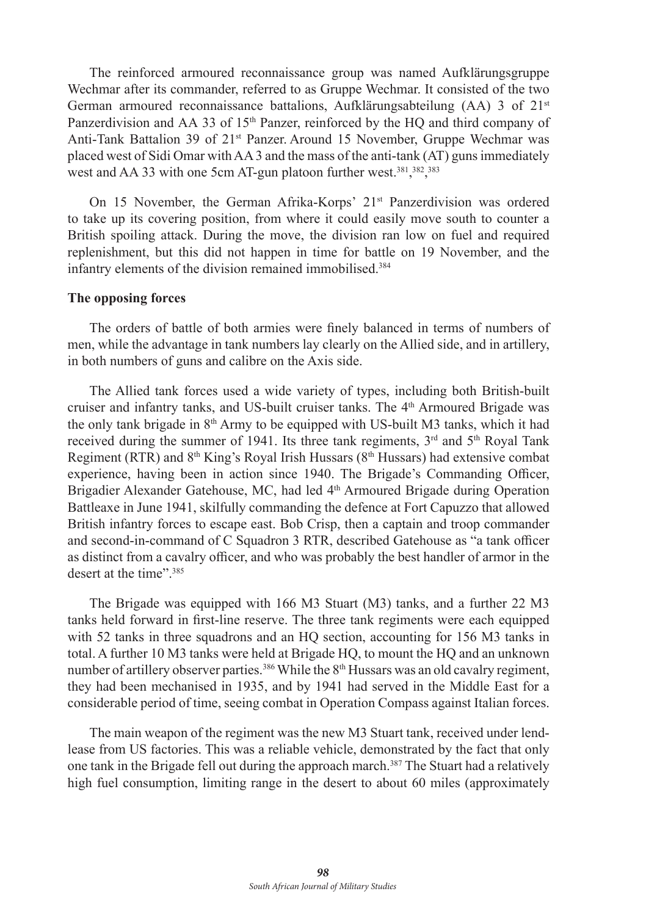The reinforced armoured reconnaissance group was named Aufklärungsgruppe Wechmar after its commander, referred to as Gruppe Wechmar. It consisted of the two German armoured reconnaissance battalions, Aufklärungsabteilung (AA) 3 of 21st Panzerdivision and AA 33 of 15th Panzer, reinforced by the HQ and third company of Anti-Tank Battalion 39 of 21st Panzer. Around 15 November, Gruppe Wechmar was placed west of Sidi Omar with AA 3 and the mass of the anti-tank (AT) guns immediately west and AA 33 with one 5cm AT-gun platoon further west.[381],[382],[383]

On 15 November, the German Afrika-Korps' 21st Panzerdivision was ordered to take up its covering position, from where it could easily move south to counter a British spoiling attack. During the move, the division ran low on fuel and required replenishment, but this did not happen in time for battle on 19 November, and the infantry elements of the division remained immobilised.[384]

**The opposing forces**

The orders of battle of both armies were finely balanced in terms of numbers of men, while the advantage in tank numbers lay clearly on the Allied side, and in artillery, in both numbers of guns and calibre on the Axis side.

The Allied tank forces used a wide variety of types, including both British-built cruiser and infantry tanks, and US-built cruiser tanks. The 4th Armoured Brigade was the only tank brigade in 8th Army to be equipped with US-built M3 tanks, which it had received during the summer of 1941. Its three tank regiments, 3rd and 5th Royal Tank Regiment (RTR) and 8th King's Royal Irish Hussars (8th Hussars) had extensive combat experience, having been in action since 1940. The Brigade's Commanding Officer, Brigadier Alexander Gatehouse, MC, had led 4th Armoured Brigade during Operation Battleaxe in June 1941, skilfully commanding the defence at Fort Capuzzo that allowed British infantry forces to escape east. Bob Crisp, then a captain and troop commander and second-in-command of C Squadron 3 RTR, described Gatehouse as "a tank officer as distinct from a cavalry officer, and who was probably the best handler of armor in the desert at the time".[385]

The Brigade was equipped with 166 M3 Stuart (M3) tanks, and a further 22 M3 tanks held forward in first-line reserve. The three tank regiments were each equipped with 52 tanks in three squadrons and an HQ section, accounting for 156 M3 tanks in total. A further 10 M3 tanks were held at Brigade HQ, to mount the HQ and an unknown number of artillery observer parties.[386] While the 8th Hussars was an old cavalry regiment, they had been mechanised in 1935, and by 1941 had served in the Middle East for a considerable period of time, seeing combat in Operation Compass against Italian forces.

The main weapon of the regiment was the new M3 Stuart tank, received under lend-lease from US factories. This was a reliable vehicle, demonstrated by the fact that only one tank in the Brigade fell out during the approach march.[387] The Stuart had a relatively high fuel consumption, limiting range in the desert to about 60 miles (approximately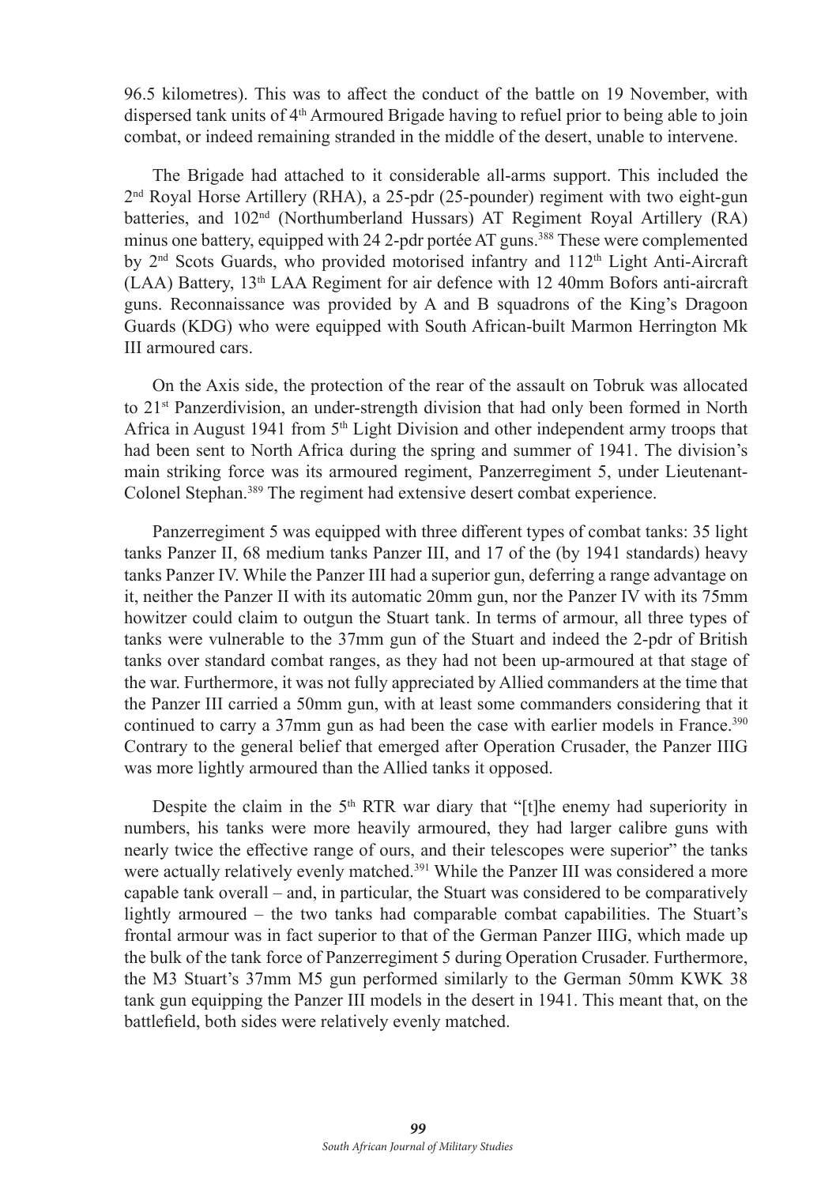96.5 kilometres). This was to affect the conduct of the battle on 19 November, with dispersed tank units of 4th Armoured Brigade having to refuel prior to being able to join combat, or indeed remaining stranded in the middle of the desert, unable to intervene.

The Brigade had attached to it considerable all-arms support. This included the 2nd Royal Horse Artillery (RHA), a 25-pdr (25-pounder) regiment with two eight-gun batteries, and 102nd (Northumberland Hussars) AT Regiment Royal Artillery (RA) minus one battery, equipped with 24 2-pdr portée AT guns.[388] These were complemented by 2nd Scots Guards, who provided motorised infantry and 112th Light Anti-Aircraft (LAA) Battery, 13th LAA Regiment for air defence with 12 40mm Bofors anti-aircraft guns. Reconnaissance was provided by A and B squadrons of the King's Dragoon Guards (KDG) who were equipped with South African-built Marmon Herrington Mk III armoured cars.

On the Axis side, the protection of the rear of the assault on Tobruk was allocated to 21st Panzerdivision, an under-strength division that had only been formed in North Africa in August 1941 from 5th Light Division and other independent army troops that had been sent to North Africa during the spring and summer of 1941. The division's main striking force was its armoured regiment, Panzerregiment 5, under Lieutenant-Colonel Stephan.[389] The regiment had extensive desert combat experience.

Panzerregiment 5 was equipped with three different types of combat tanks: 35 light tanks Panzer II, 68 medium tanks Panzer III, and 17 of the (by 1941 standards) heavy tanks Panzer IV. While the Panzer III had a superior gun, deferring a range advantage on it, neither the Panzer II with its automatic 20mm gun, nor the Panzer IV with its 75mm howitzer could claim to outgun the Stuart tank. In terms of armour, all three types of tanks were vulnerable to the 37mm gun of the Stuart and indeed the 2-pdr of British tanks over standard combat ranges, as they had not been up-armoured at that stage of the war. Furthermore, it was not fully appreciated by Allied commanders at the time that the Panzer III carried a 50mm gun, with at least some commanders considering that it continued to carry a 37mm gun as had been the case with earlier models in France.[390] Contrary to the general belief that emerged after Operation Crusader, the Panzer IIIG was more lightly armoured than the Allied tanks it opposed.

Despite the claim in the 5th RTR war diary that "[t]he enemy had superiority in numbers, his tanks were more heavily armoured, they had larger calibre guns with nearly twice the effective range of ours, and their telescopes were superior" the tanks were actually relatively evenly matched.[391] While the Panzer III was considered a more capable tank overall – and, in particular, the Stuart was considered to be comparatively lightly armoured – the two tanks had comparable combat capabilities. The Stuart's frontal armour was in fact superior to that of the German Panzer IIIG, which made up the bulk of the tank force of Panzerregiment 5 during Operation Crusader. Furthermore, the M3 Stuart's 37mm M5 gun performed similarly to the German 50mm KWK 38 tank gun equipping the Panzer III models in the desert in 1941. This meant that, on the battlefield, both sides were relatively evenly matched.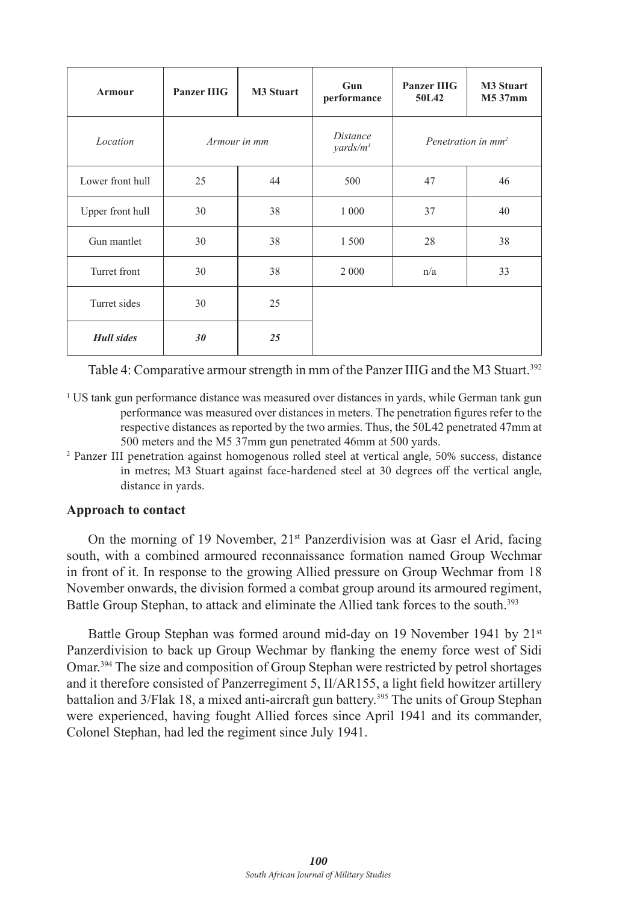| Armour | Panzer IIIG | M3 Stuart | Gun performance | Panzer IIIG 50L42 | M3 Stuart M5 37mm |
|---|---|---|---|---|---|
| *Location* | *Armour in mm* | | *Distance yards/m*[1] | *Penetration in mm*[2] | |
| Lower front hull | 25 | 44 | 500 | 47 | 46 |
| Upper front hull | 30 | 38 | 1 000 | 37 | 40 |
| Gun mantlet | 30 | 38 | 1 500 | 28 | 38 |
| Turret front | 30 | 38 | 2 000 | n/a | 33 |
| Turret sides | 30 | 25 | | | |
| ***Hull sides*** | ***30*** | ***25*** | | | |

Table 4: Comparative armour strength in mm of the Panzer IIIG and the M3 Stuart.[392]

[1] US tank gun performance distance was measured over distances in yards, while German tank gun performance was measured over distances in meters. The penetration figures refer to the respective distances as reported by the two armies. Thus, the 50L42 penetrated 47mm at 500 meters and the M5 37mm gun penetrated 46mm at 500 yards.

[2] Panzer III penetration against homogenous rolled steel at vertical angle, 50% success, distance in metres; M3 Stuart against face-hardened steel at 30 degrees off the vertical angle, distance in yards.

### Approach to contact

On the morning of 19 November, 21st Panzerdivision was at Gasr el Arid, facing south, with a combined armoured reconnaissance formation named Group Wechmar in front of it. In response to the growing Allied pressure on Group Wechmar from 18 November onwards, the division formed a combat group around its armoured regiment, Battle Group Stephan, to attack and eliminate the Allied tank forces to the south.[393]

Battle Group Stephan was formed around mid-day on 19 November 1941 by 21st Panzerdivision to back up Group Wechmar by flanking the enemy force west of Sidi Omar.[394] The size and composition of Group Stephan were restricted by petrol shortages and it therefore consisted of Panzerregiment 5, II/AR155, a light field howitzer artillery battalion and 3/Flak 18, a mixed anti-aircraft gun battery.[395] The units of Group Stephan were experienced, having fought Allied forces since April 1941 and its commander, Colonel Stephan, had led the regiment since July 1941.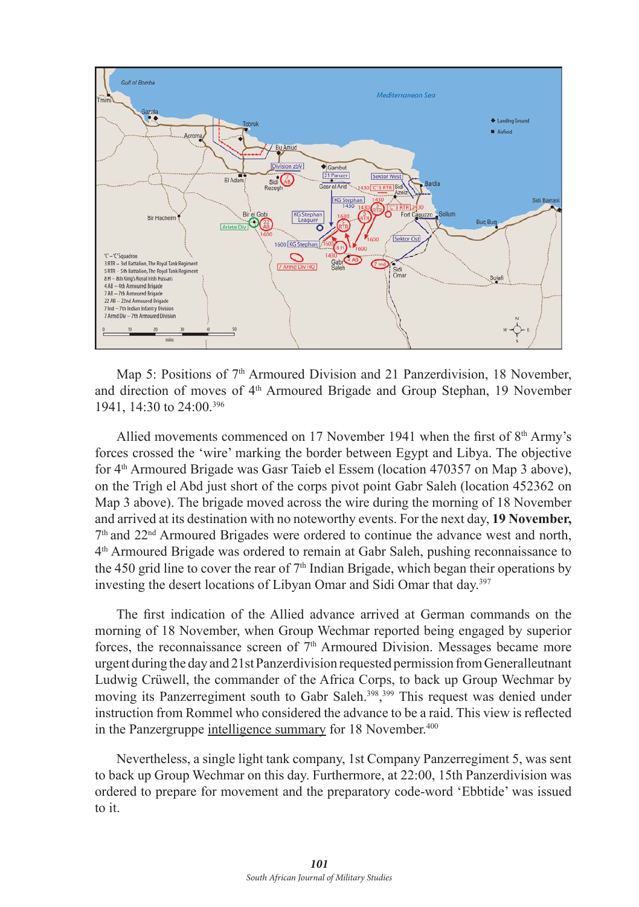Map 5: Positions of 7th Armoured Division and 21 Panzerdivision, 18 November, and direction of moves of 4th Armoured Brigade and Group Stephan, 19 November 1941, 14:30 to 24:00.[396]

Allied movements commenced on 17 November 1941 when the first of 8th Army's forces crossed the 'wire' marking the border between Egypt and Libya. The objective for 4th Armoured Brigade was Gasr Taieb el Essem (location 470357 on Map 3 above), on the Trigh el Abd just short of the corps pivot point Gabr Saleh (location 452362 on Map 3 above). The brigade moved across the wire during the morning of 18 November and arrived at its destination with no noteworthy events. For the next day, **19 November,** 7th and 22nd Armoured Brigades were ordered to continue the advance west and north, 4th Armoured Brigade was ordered to remain at Gabr Saleh, pushing reconnaissance to the 450 grid line to cover the rear of 7th Indian Brigade, which began their operations by investing the desert locations of Libyan Omar and Sidi Omar that day.[397]

The first indication of the Allied advance arrived at German commands on the morning of 18 November, when Group Wechmar reported being engaged by superior forces, the reconnaissance screen of 7th Armoured Division. Messages became more urgent during the day and 21st Panzerdivision requested permission from Generalleutnant Ludwig Crüwell, the commander of the Africa Corps, to back up Group Wechmar by moving its Panzerregiment south to Gabr Saleh.[398],[399] This request was denied under instruction from Rommel who considered the advance to be a raid. This view is reflected in the Panzergruppe intelligence summary for 18 November.[400]

Nevertheless, a single light tank company, 1st Company Panzerregiment 5, was sent to back up Group Wechmar on this day. Furthermore, at 22:00, 15th Panzerdivision was ordered to prepare for movement and the preparatory code-word 'Ebbtide' was issued to it.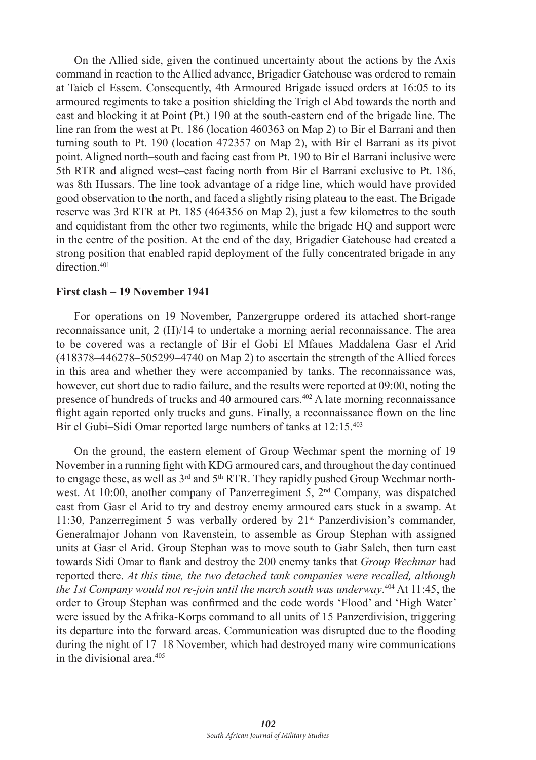On the Allied side, given the continued uncertainty about the actions by the Axis command in reaction to the Allied advance, Brigadier Gatehouse was ordered to remain at Taieb el Essem. Consequently, 4th Armoured Brigade issued orders at 16:05 to its armoured regiments to take a position shielding the Trigh el Abd towards the north and east and blocking it at Point (Pt.) 190 at the south-eastern end of the brigade line. The line ran from the west at Pt. 186 (location 460363 on Map 2) to Bir el Barrani and then turning south to Pt. 190 (location 472357 on Map 2), with Bir el Barrani as its pivot point. Aligned north–south and facing east from Pt. 190 to Bir el Barrani inclusive were 5th RTR and aligned west–east facing north from Bir el Barrani exclusive to Pt. 186, was 8th Hussars. The line took advantage of a ridge line, which would have provided good observation to the north, and faced a slightly rising plateau to the east. The Brigade reserve was 3rd RTR at Pt. 185 (464356 on Map 2), just a few kilometres to the south and equidistant from the other two regiments, while the brigade HQ and support were in the centre of the position. At the end of the day, Brigadier Gatehouse had created a strong position that enabled rapid deployment of the fully concentrated brigade in any direction.[401]

### First clash – 19 November 1941

For operations on 19 November, Panzergruppe ordered its attached short-range reconnaissance unit, 2 (H)/14 to undertake a morning aerial reconnaissance. The area to be covered was a rectangle of Bir el Gobi–El Mfaues–Maddalena–Gasr el Arid (418378–446278–505299–4740 on Map 2) to ascertain the strength of the Allied forces in this area and whether they were accompanied by tanks. The reconnaissance was, however, cut short due to radio failure, and the results were reported at 09:00, noting the presence of hundreds of trucks and 40 armoured cars.[402] A late morning reconnaissance flight again reported only trucks and guns. Finally, a reconnaissance flown on the line Bir el Gubi–Sidi Omar reported large numbers of tanks at 12:15.[403]

On the ground, the eastern element of Group Wechmar spent the morning of 19 November in a running fight with KDG armoured cars, and throughout the day continued to engage these, as well as 3rd and 5th RTR. They rapidly pushed Group Wechmar north-west. At 10:00, another company of Panzerregiment 5, 2nd Company, was dispatched east from Gasr el Arid to try and destroy enemy armoured cars stuck in a swamp. At 11:30, Panzerregiment 5 was verbally ordered by 21st Panzerdivision's commander, Generalmajor Johann von Ravenstein, to assemble as Group Stephan with assigned units at Gasr el Arid. Group Stephan was to move south to Gabr Saleh, then turn east towards Sidi Omar to flank and destroy the 200 enemy tanks that *Group Wechmar* had reported there. *At this time, the two detached tank companies were recalled, although the 1st Company would not re-join until the march south was underway*.[404] At 11:45, the order to Group Stephan was confirmed and the code words 'Flood' and 'High Water' were issued by the Afrika-Korps command to all units of 15 Panzerdivision, triggering its departure into the forward areas. Communication was disrupted due to the flooding during the night of 17–18 November, which had destroyed many wire communications in the divisional area.[405]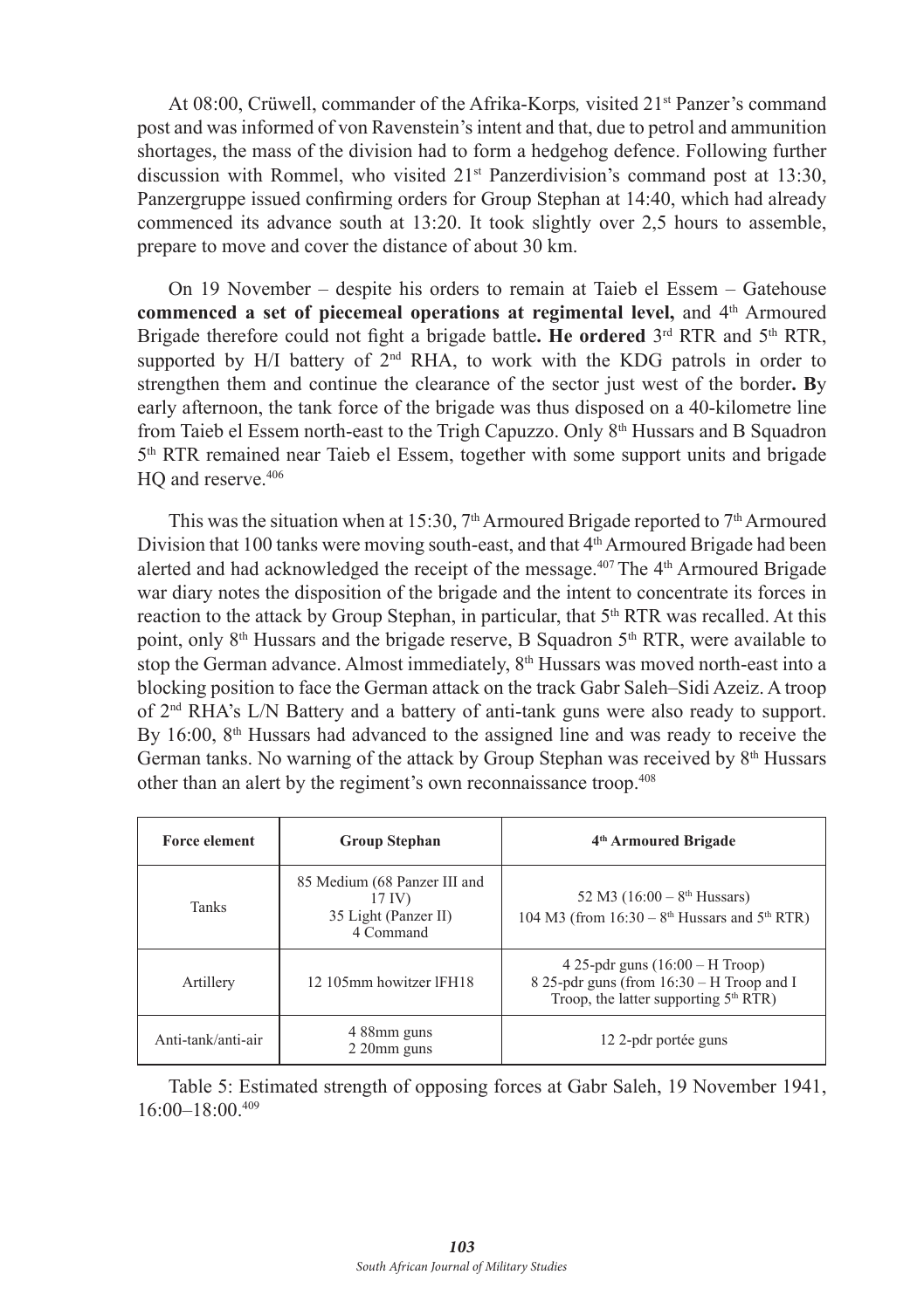At 08:00, Crüwell, commander of the Afrika-Korps*,* visited 21st Panzer's command post and was informed of von Ravenstein's intent and that, due to petrol and ammunition shortages, the mass of the division had to form a hedgehog defence. Following further discussion with Rommel, who visited 21st Panzerdivision's command post at 13:30, Panzergruppe issued confirming orders for Group Stephan at 14:40, which had already commenced its advance south at 13:20. It took slightly over 2,5 hours to assemble, prepare to move and cover the distance of about 30 km.

On 19 November – despite his orders to remain at Taieb el Essem – Gatehouse **commenced a set of piecemeal operations at regimental level,** and 4th Armoured Brigade therefore could not fight a brigade battle**. He ordered** 3rd RTR and 5th RTR, supported by H/I battery of 2nd RHA, to work with the KDG patrols in order to strengthen them and continue the clearance of the sector just west of the border**. B**y early afternoon, the tank force of the brigade was thus disposed on a 40-kilometre line from Taieb el Essem north-east to the Trigh Capuzzo. Only 8th Hussars and B Squadron 5th RTR remained near Taieb el Essem, together with some support units and brigade HQ and reserve.[406]

This was the situation when at 15:30, 7th Armoured Brigade reported to 7th Armoured Division that 100 tanks were moving south-east, and that 4th Armoured Brigade had been alerted and had acknowledged the receipt of the message.[407] The 4th Armoured Brigade war diary notes the disposition of the brigade and the intent to concentrate its forces in reaction to the attack by Group Stephan, in particular, that 5th RTR was recalled. At this point, only 8th Hussars and the brigade reserve, B Squadron 5th RTR, were available to stop the German advance. Almost immediately, 8th Hussars was moved north-east into a blocking position to face the German attack on the track Gabr Saleh–Sidi Azeiz. A troop of 2nd RHA's L/N Battery and a battery of anti-tank guns were also ready to support. By 16:00, 8th Hussars had advanced to the assigned line and was ready to receive the German tanks. No warning of the attack by Group Stephan was received by 8th Hussars other than an alert by the regiment's own reconnaissance troop.[408]

| Force element | Group Stephan | 4th Armoured Brigade |
|---|---|---|
| Tanks | 85 Medium (68 Panzer III and 17 IV)<br>35 Light (Panzer II)<br>4 Command | 52 M3 (16:00 – 8th Hussars)<br>104 M3 (from 16:30 – 8th Hussars and 5th RTR) |
| Artillery | 12 105mm howitzer lFH18 | 4 25-pdr guns (16:00 – H Troop)<br>8 25-pdr guns (from 16:30 – H Troop and I Troop, the latter supporting 5th RTR) |
| Anti-tank/anti-air | 4 88mm guns<br>2 20mm guns | 12 2-pdr portée guns |

Table 5: Estimated strength of opposing forces at Gabr Saleh, 19 November 1941, 16:00–18:00.[409]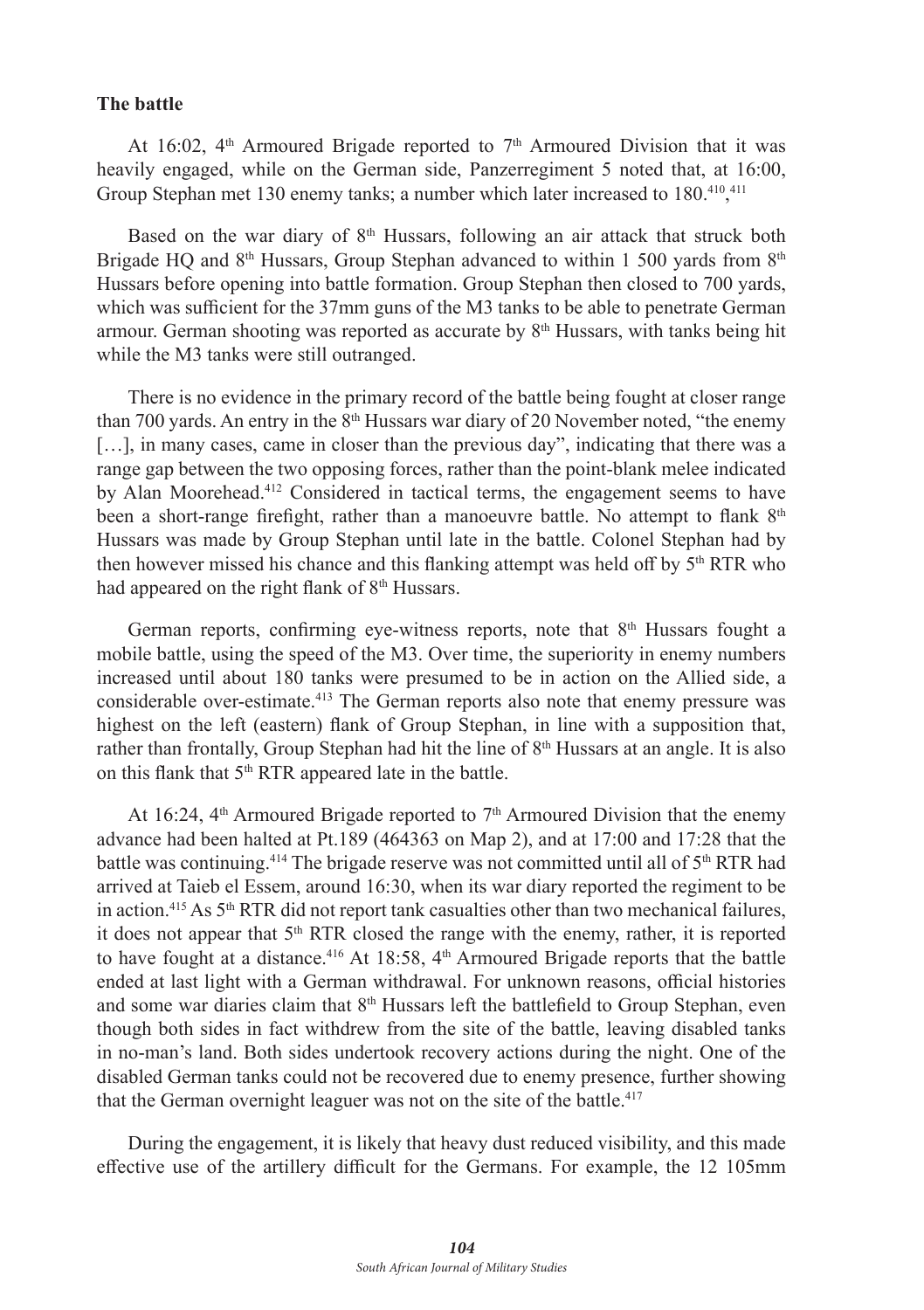**The battle**

At 16:02, 4th Armoured Brigade reported to 7th Armoured Division that it was heavily engaged, while on the German side, Panzerregiment 5 noted that, at 16:00, Group Stephan met 130 enemy tanks; a number which later increased to 180.[410],[411]

Based on the war diary of 8th Hussars, following an air attack that struck both Brigade HQ and 8th Hussars, Group Stephan advanced to within 1 500 yards from 8th Hussars before opening into battle formation. Group Stephan then closed to 700 yards, which was sufficient for the 37mm guns of the M3 tanks to be able to penetrate German armour. German shooting was reported as accurate by 8th Hussars, with tanks being hit while the M3 tanks were still outranged.

There is no evidence in the primary record of the battle being fought at closer range than 700 yards. An entry in the 8th Hussars war diary of 20 November noted, "the enemy […], in many cases, came in closer than the previous day", indicating that there was a range gap between the two opposing forces, rather than the point-blank melee indicated by Alan Moorehead.[412] Considered in tactical terms, the engagement seems to have been a short-range firefight, rather than a manoeuvre battle. No attempt to flank 8th Hussars was made by Group Stephan until late in the battle. Colonel Stephan had by then however missed his chance and this flanking attempt was held off by 5th RTR who had appeared on the right flank of 8th Hussars.

German reports, confirming eye-witness reports, note that 8th Hussars fought a mobile battle, using the speed of the M3. Over time, the superiority in enemy numbers increased until about 180 tanks were presumed to be in action on the Allied side, a considerable over-estimate.[413] The German reports also note that enemy pressure was highest on the left (eastern) flank of Group Stephan, in line with a supposition that, rather than frontally, Group Stephan had hit the line of 8th Hussars at an angle. It is also on this flank that 5th RTR appeared late in the battle.

At 16:24, 4th Armoured Brigade reported to 7th Armoured Division that the enemy advance had been halted at Pt.189 (464363 on Map 2), and at 17:00 and 17:28 that the battle was continuing.[414] The brigade reserve was not committed until all of 5th RTR had arrived at Taieb el Essem, around 16:30, when its war diary reported the regiment to be in action.[415] As 5th RTR did not report tank casualties other than two mechanical failures, it does not appear that 5th RTR closed the range with the enemy, rather, it is reported to have fought at a distance.[416] At 18:58, 4th Armoured Brigade reports that the battle ended at last light with a German withdrawal. For unknown reasons, official histories and some war diaries claim that 8th Hussars left the battlefield to Group Stephan, even though both sides in fact withdrew from the site of the battle, leaving disabled tanks in no-man's land. Both sides undertook recovery actions during the night. One of the disabled German tanks could not be recovered due to enemy presence, further showing that the German overnight leaguer was not on the site of the battle.[417]

During the engagement, it is likely that heavy dust reduced visibility, and this made effective use of the artillery difficult for the Germans. For example, the 12 105mm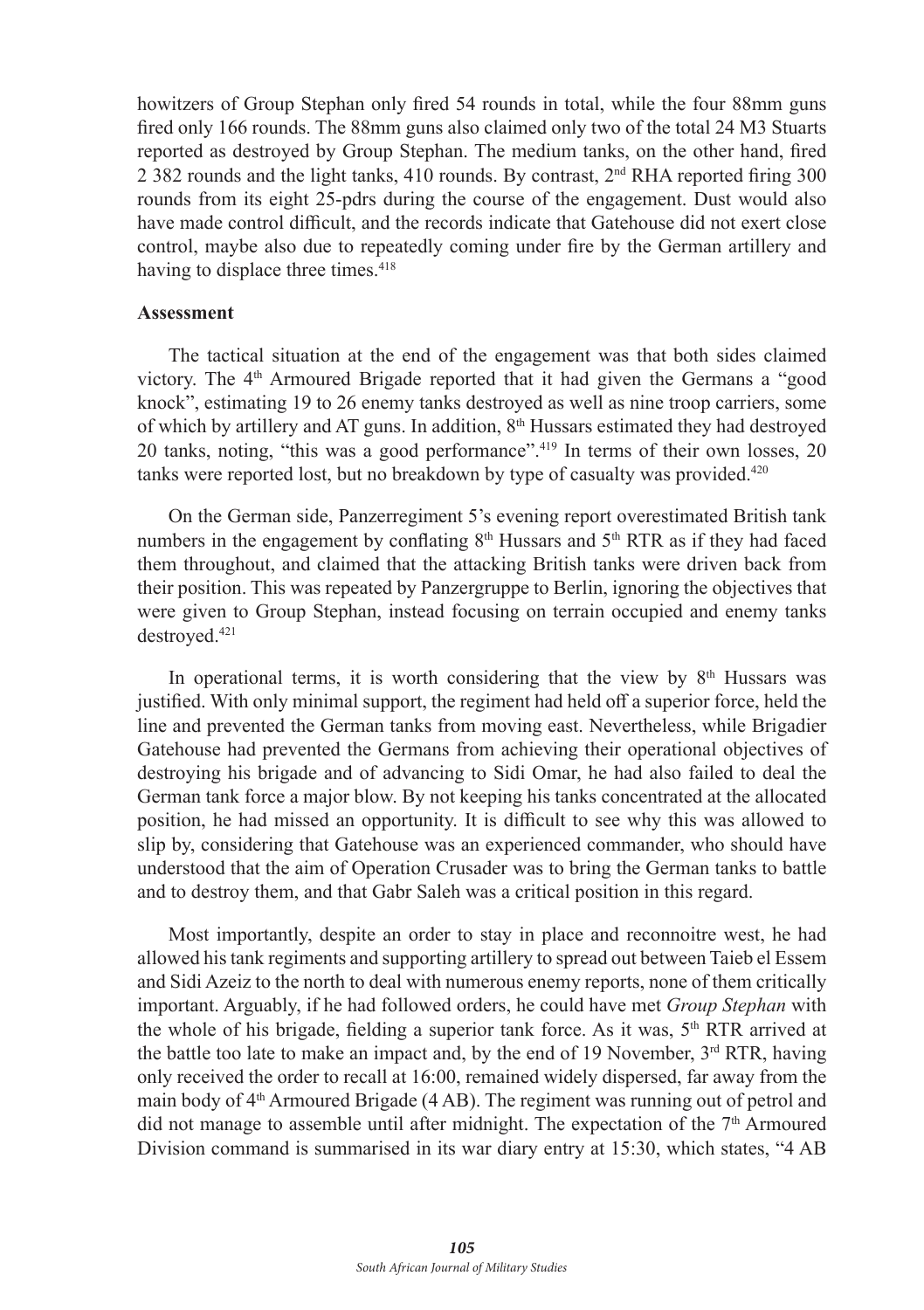howitzers of Group Stephan only fired 54 rounds in total, while the four 88mm guns fired only 166 rounds. The 88mm guns also claimed only two of the total 24 M3 Stuarts reported as destroyed by Group Stephan. The medium tanks, on the other hand, fired 2 382 rounds and the light tanks, 410 rounds. By contrast, 2nd RHA reported firing 300 rounds from its eight 25-pdrs during the course of the engagement. Dust would also have made control difficult, and the records indicate that Gatehouse did not exert close control, maybe also due to repeatedly coming under fire by the German artillery and having to displace three times.[418]

**Assessment**

The tactical situation at the end of the engagement was that both sides claimed victory. The 4th Armoured Brigade reported that it had given the Germans a "good knock", estimating 19 to 26 enemy tanks destroyed as well as nine troop carriers, some of which by artillery and AT guns. In addition, 8th Hussars estimated they had destroyed 20 tanks, noting, "this was a good performance".[419] In terms of their own losses, 20 tanks were reported lost, but no breakdown by type of casualty was provided.[420]

On the German side, Panzerregiment 5's evening report overestimated British tank numbers in the engagement by conflating 8th Hussars and 5th RTR as if they had faced them throughout, and claimed that the attacking British tanks were driven back from their position. This was repeated by Panzergruppe to Berlin, ignoring the objectives that were given to Group Stephan, instead focusing on terrain occupied and enemy tanks destroyed.[421]

In operational terms, it is worth considering that the view by 8th Hussars was justified. With only minimal support, the regiment had held off a superior force, held the line and prevented the German tanks from moving east. Nevertheless, while Brigadier Gatehouse had prevented the Germans from achieving their operational objectives of destroying his brigade and of advancing to Sidi Omar, he had also failed to deal the German tank force a major blow. By not keeping his tanks concentrated at the allocated position, he had missed an opportunity. It is difficult to see why this was allowed to slip by, considering that Gatehouse was an experienced commander, who should have understood that the aim of Operation Crusader was to bring the German tanks to battle and to destroy them, and that Gabr Saleh was a critical position in this regard.

Most importantly, despite an order to stay in place and reconnoitre west, he had allowed his tank regiments and supporting artillery to spread out between Taieb el Essem and Sidi Azeiz to the north to deal with numerous enemy reports, none of them critically important. Arguably, if he had followed orders, he could have met *Group Stephan* with the whole of his brigade, fielding a superior tank force. As it was, 5th RTR arrived at the battle too late to make an impact and, by the end of 19 November, 3rd RTR, having only received the order to recall at 16:00, remained widely dispersed, far away from the main body of 4th Armoured Brigade (4 AB). The regiment was running out of petrol and did not manage to assemble until after midnight. The expectation of the 7th Armoured Division command is summarised in its war diary entry at 15:30, which states, "4 AB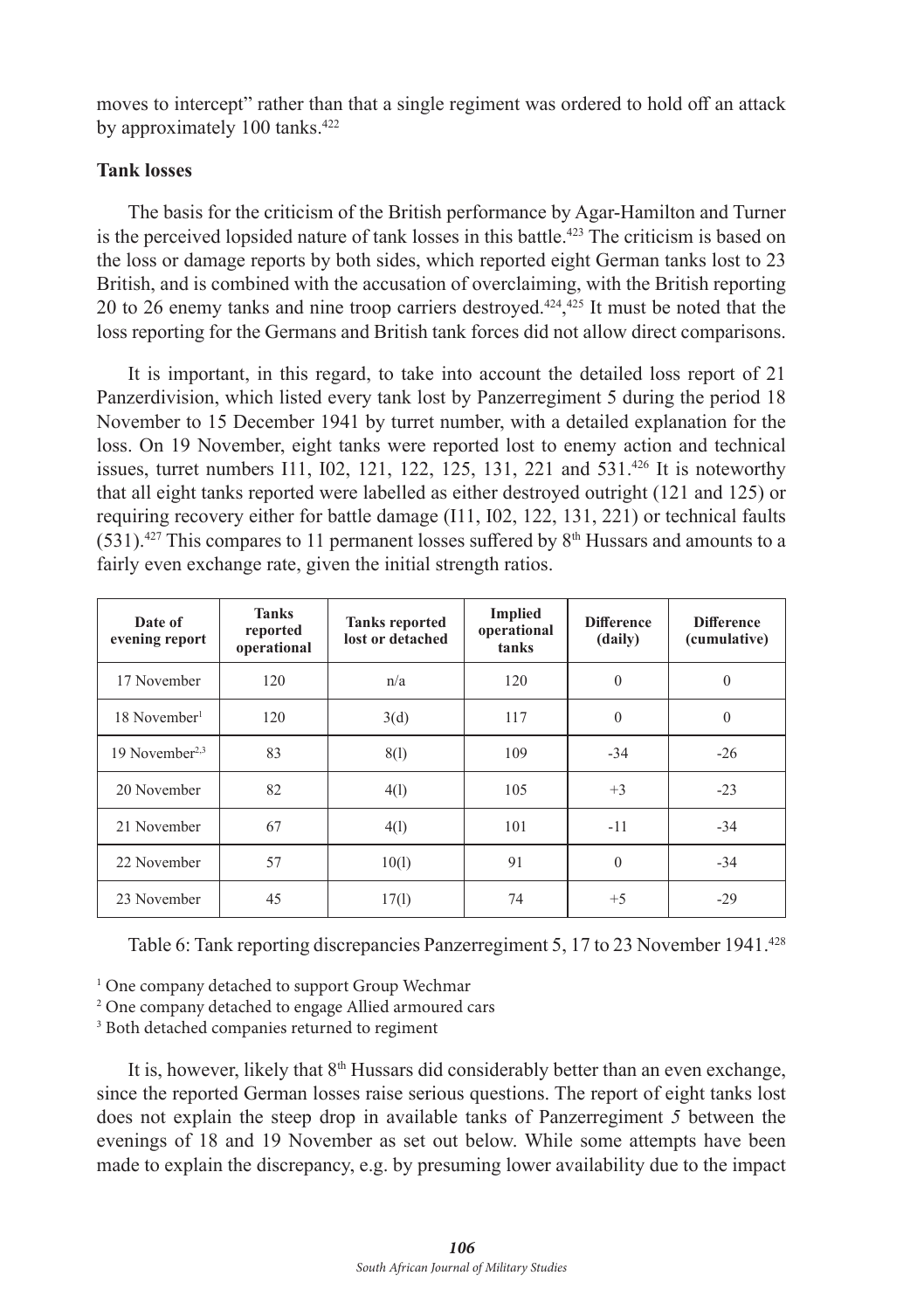moves to intercept" rather than that a single regiment was ordered to hold off an attack by approximately 100 tanks.[422]

**Tank losses**

The basis for the criticism of the British performance by Agar-Hamilton and Turner is the perceived lopsided nature of tank losses in this battle.[423] The criticism is based on the loss or damage reports by both sides, which reported eight German tanks lost to 23 British, and is combined with the accusation of overclaiming, with the British reporting 20 to 26 enemy tanks and nine troop carriers destroyed.[424],[425] It must be noted that the loss reporting for the Germans and British tank forces did not allow direct comparisons.

It is important, in this regard, to take into account the detailed loss report of 21 Panzerdivision, which listed every tank lost by Panzerregiment 5 during the period 18 November to 15 December 1941 by turret number, with a detailed explanation for the loss. On 19 November, eight tanks were reported lost to enemy action and technical issues, turret numbers I11, I02, 121, 122, 125, 131, 221 and 531.[426] It is noteworthy that all eight tanks reported were labelled as either destroyed outright (121 and 125) or requiring recovery either for battle damage (I11, I02, 122, 131, 221) or technical faults (531).[427] This compares to 11 permanent losses suffered by 8th Hussars and amounts to a fairly even exchange rate, given the initial strength ratios.

| Date of evening report | Tanks reported operational | Tanks reported lost or detached | Implied operational tanks | Difference (daily) | Difference (cumulative) |
|---|---|---|---|---|---|
| 17 November | 120 | n/a | 120 | 0 | 0 |
| 18 November[1] | 120 | 3(d) | 117 | 0 | 0 |
| 19 November[2,3] | 83 | 8(l) | 109 | -34 | -26 |
| 20 November | 82 | 4(l) | 105 | +3 | -23 |
| 21 November | 67 | 4(l) | 101 | -11 | -34 |
| 22 November | 57 | 10(l) | 91 | 0 | -34 |
| 23 November | 45 | 17(l) | 74 | +5 | -29 |

Table 6: Tank reporting discrepancies Panzerregiment 5, 17 to 23 November 1941.[428]

[1] One company detached to support Group Wechmar

[2] One company detached to engage Allied armoured cars

[3] Both detached companies returned to regiment

It is, however, likely that 8th Hussars did considerably better than an even exchange, since the reported German losses raise serious questions. The report of eight tanks lost does not explain the steep drop in available tanks of Panzerregiment *5* between the evenings of 18 and 19 November as set out below. While some attempts have been made to explain the discrepancy, e.g. by presuming lower availability due to the impact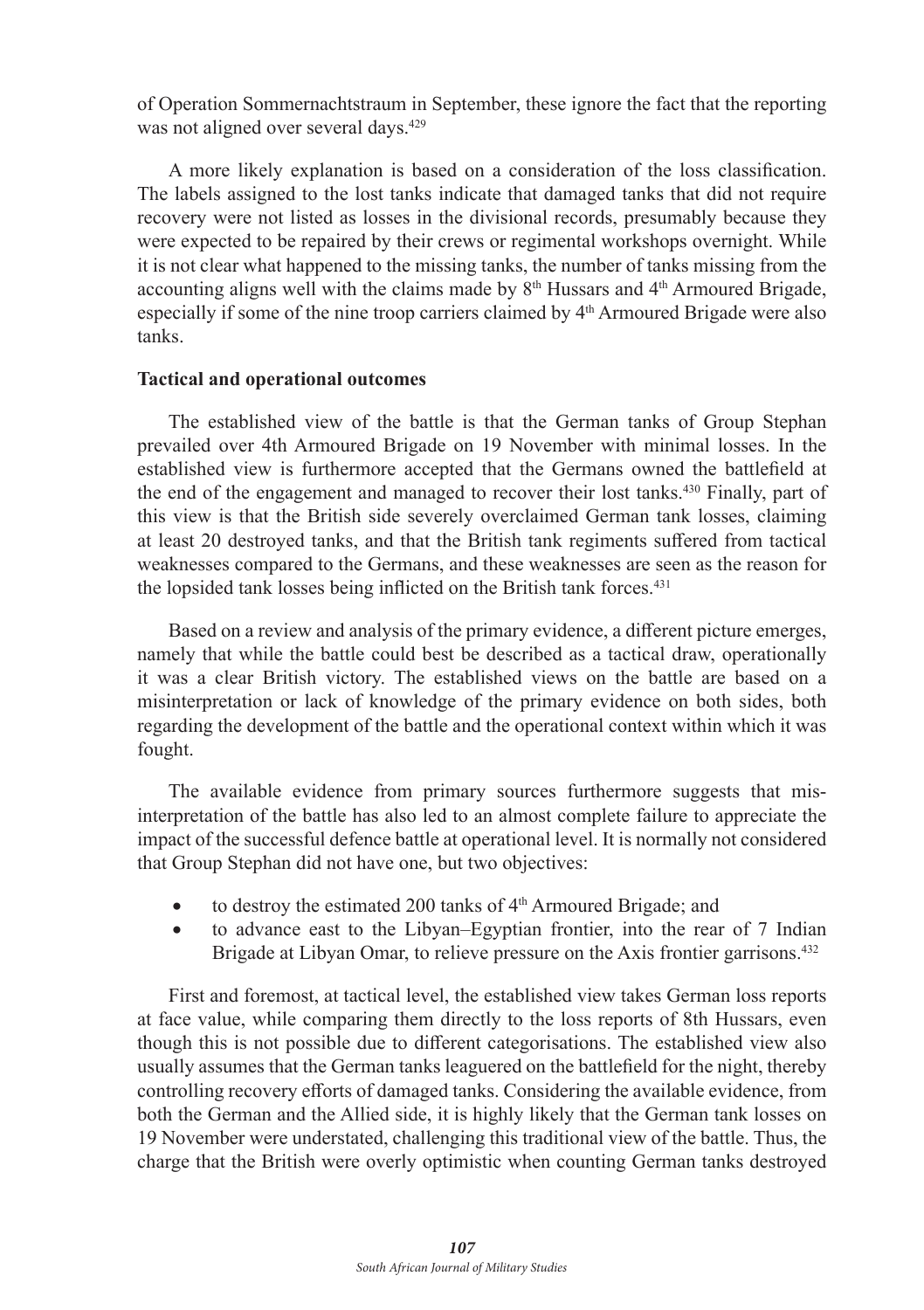of Operation Sommernachtstraum in September, these ignore the fact that the reporting was not aligned over several days.[429]

A more likely explanation is based on a consideration of the loss classification. The labels assigned to the lost tanks indicate that damaged tanks that did not require recovery were not listed as losses in the divisional records, presumably because they were expected to be repaired by their crews or regimental workshops overnight. While it is not clear what happened to the missing tanks, the number of tanks missing from the accounting aligns well with the claims made by 8th Hussars and 4th Armoured Brigade, especially if some of the nine troop carriers claimed by 4th Armoured Brigade were also tanks.

**Tactical and operational outcomes**

The established view of the battle is that the German tanks of Group Stephan prevailed over 4th Armoured Brigade on 19 November with minimal losses. In the established view is furthermore accepted that the Germans owned the battlefield at the end of the engagement and managed to recover their lost tanks.[430] Finally, part of this view is that the British side severely overclaimed German tank losses, claiming at least 20 destroyed tanks, and that the British tank regiments suffered from tactical weaknesses compared to the Germans, and these weaknesses are seen as the reason for the lopsided tank losses being inflicted on the British tank forces.[431]

Based on a review and analysis of the primary evidence, a different picture emerges, namely that while the battle could best be described as a tactical draw, operationally it was a clear British victory. The established views on the battle are based on a misinterpretation or lack of knowledge of the primary evidence on both sides, both regarding the development of the battle and the operational context within which it was fought.

The available evidence from primary sources furthermore suggests that misinterpretation of the battle has also led to an almost complete failure to appreciate the impact of the successful defence battle at operational level. It is normally not considered that Group Stephan did not have one, but two objectives:

- to destroy the estimated 200 tanks of 4th Armoured Brigade; and
- to advance east to the Libyan–Egyptian frontier, into the rear of 7 Indian Brigade at Libyan Omar, to relieve pressure on the Axis frontier garrisons.[432]

First and foremost, at tactical level, the established view takes German loss reports at face value, while comparing them directly to the loss reports of 8th Hussars, even though this is not possible due to different categorisations. The established view also usually assumes that the German tanks leaguered on the battlefield for the night, thereby controlling recovery efforts of damaged tanks. Considering the available evidence, from both the German and the Allied side, it is highly likely that the German tank losses on 19 November were understated, challenging this traditional view of the battle. Thus, the charge that the British were overly optimistic when counting German tanks destroyed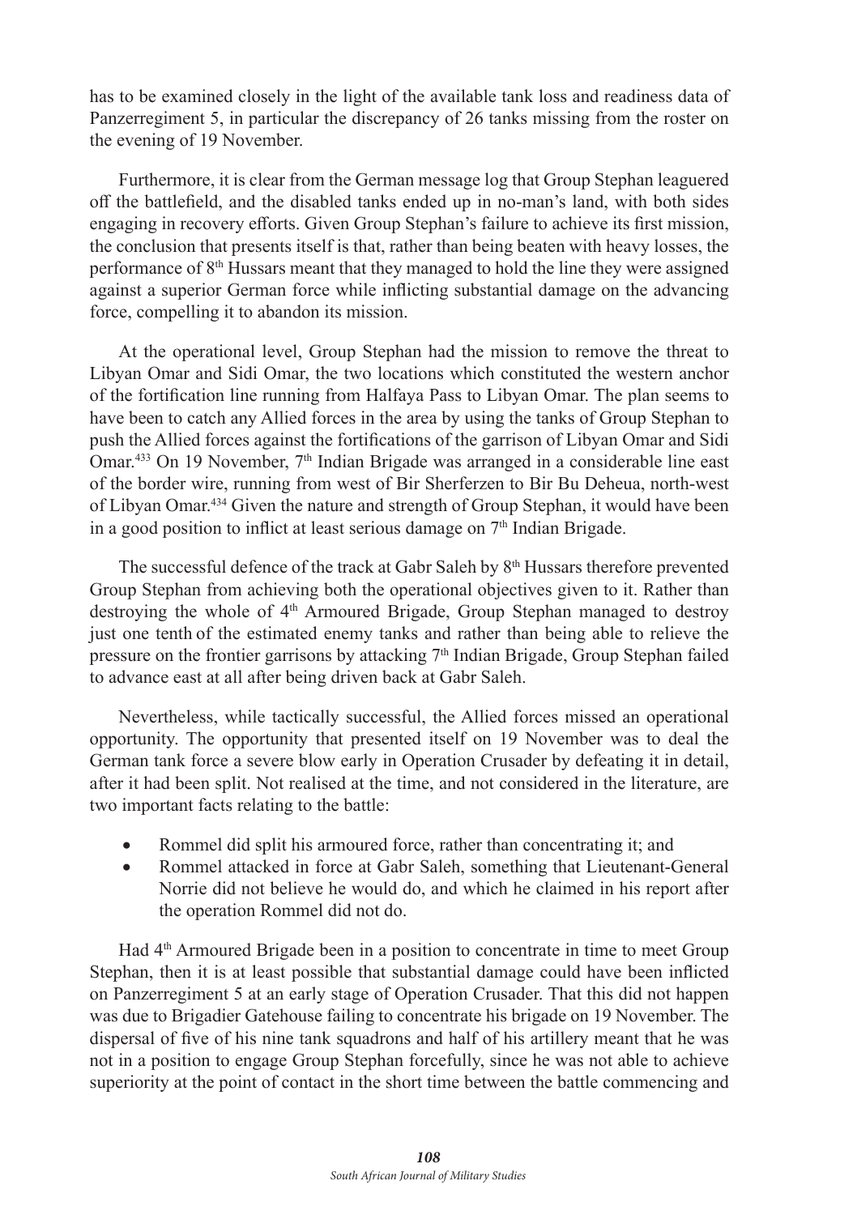has to be examined closely in the light of the available tank loss and readiness data of Panzerregiment 5, in particular the discrepancy of 26 tanks missing from the roster on the evening of 19 November.

Furthermore, it is clear from the German message log that Group Stephan leaguered off the battlefield, and the disabled tanks ended up in no-man's land, with both sides engaging in recovery efforts. Given Group Stephan's failure to achieve its first mission, the conclusion that presents itself is that, rather than being beaten with heavy losses, the performance of 8th Hussars meant that they managed to hold the line they were assigned against a superior German force while inflicting substantial damage on the advancing force, compelling it to abandon its mission.

At the operational level, Group Stephan had the mission to remove the threat to Libyan Omar and Sidi Omar, the two locations which constituted the western anchor of the fortification line running from Halfaya Pass to Libyan Omar. The plan seems to have been to catch any Allied forces in the area by using the tanks of Group Stephan to push the Allied forces against the fortifications of the garrison of Libyan Omar and Sidi Omar.[433] On 19 November, 7th Indian Brigade was arranged in a considerable line east of the border wire, running from west of Bir Sherferzen to Bir Bu Deheua, north-west of Libyan Omar.[434] Given the nature and strength of Group Stephan, it would have been in a good position to inflict at least serious damage on 7th Indian Brigade.

The successful defence of the track at Gabr Saleh by 8th Hussars therefore prevented Group Stephan from achieving both the operational objectives given to it. Rather than destroying the whole of 4th Armoured Brigade, Group Stephan managed to destroy just one tenth of the estimated enemy tanks and rather than being able to relieve the pressure on the frontier garrisons by attacking 7th Indian Brigade, Group Stephan failed to advance east at all after being driven back at Gabr Saleh.

Nevertheless, while tactically successful, the Allied forces missed an operational opportunity. The opportunity that presented itself on 19 November was to deal the German tank force a severe blow early in Operation Crusader by defeating it in detail, after it had been split. Not realised at the time, and not considered in the literature, are two important facts relating to the battle:

- Rommel did split his armoured force, rather than concentrating it; and
- Rommel attacked in force at Gabr Saleh, something that Lieutenant-General Norrie did not believe he would do, and which he claimed in his report after the operation Rommel did not do.

Had 4th Armoured Brigade been in a position to concentrate in time to meet Group Stephan, then it is at least possible that substantial damage could have been inflicted on Panzerregiment 5 at an early stage of Operation Crusader. That this did not happen was due to Brigadier Gatehouse failing to concentrate his brigade on 19 November. The dispersal of five of his nine tank squadrons and half of his artillery meant that he was not in a position to engage Group Stephan forcefully, since he was not able to achieve superiority at the point of contact in the short time between the battle commencing and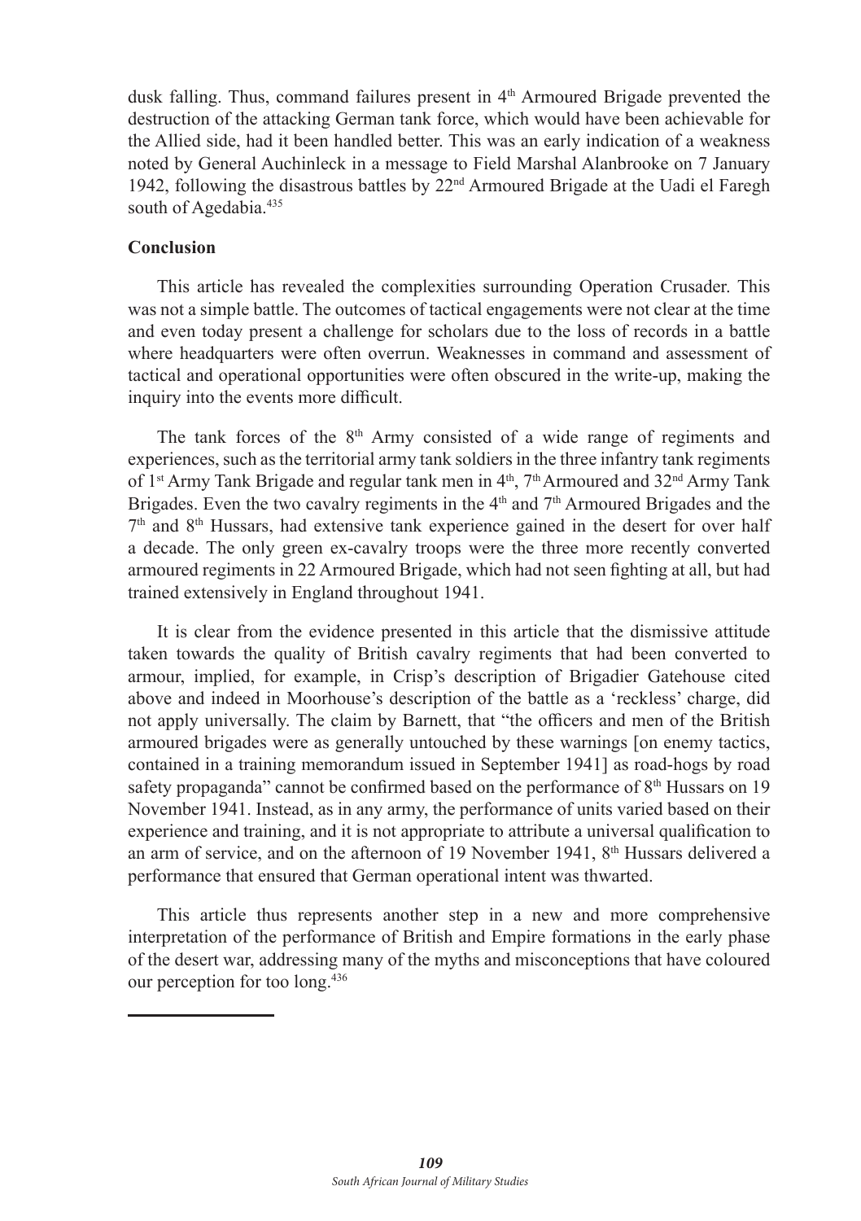dusk falling. Thus, command failures present in 4th Armoured Brigade prevented the destruction of the attacking German tank force, which would have been achievable for the Allied side, had it been handled better. This was an early indication of a weakness noted by General Auchinleck in a message to Field Marshal Alanbrooke on 7 January 1942, following the disastrous battles by 22nd Armoured Brigade at the Uadi el Faregh south of Agedabia.[435]

**Conclusion**

This article has revealed the complexities surrounding Operation Crusader. This was not a simple battle. The outcomes of tactical engagements were not clear at the time and even today present a challenge for scholars due to the loss of records in a battle where headquarters were often overrun. Weaknesses in command and assessment of tactical and operational opportunities were often obscured in the write-up, making the inquiry into the events more difficult.

The tank forces of the 8th Army consisted of a wide range of regiments and experiences, such as the territorial army tank soldiers in the three infantry tank regiments of 1st Army Tank Brigade and regular tank men in 4th, 7th Armoured and 32nd Army Tank Brigades. Even the two cavalry regiments in the 4th and 7th Armoured Brigades and the 7th and 8th Hussars, had extensive tank experience gained in the desert for over half a decade. The only green ex-cavalry troops were the three more recently converted armoured regiments in 22 Armoured Brigade, which had not seen fighting at all, but had trained extensively in England throughout 1941.

It is clear from the evidence presented in this article that the dismissive attitude taken towards the quality of British cavalry regiments that had been converted to armour, implied, for example, in Crisp's description of Brigadier Gatehouse cited above and indeed in Moorhouse's description of the battle as a 'reckless' charge, did not apply universally. The claim by Barnett, that "the officers and men of the British armoured brigades were as generally untouched by these warnings [on enemy tactics, contained in a training memorandum issued in September 1941] as road-hogs by road safety propaganda" cannot be confirmed based on the performance of 8th Hussars on 19 November 1941. Instead, as in any army, the performance of units varied based on their experience and training, and it is not appropriate to attribute a universal qualification to an arm of service, and on the afternoon of 19 November 1941, 8th Hussars delivered a performance that ensured that German operational intent was thwarted.

This article thus represents another step in a new and more comprehensive interpretation of the performance of British and Empire formations in the early phase of the desert war, addressing many of the myths and misconceptions that have coloured our perception for too long.[436]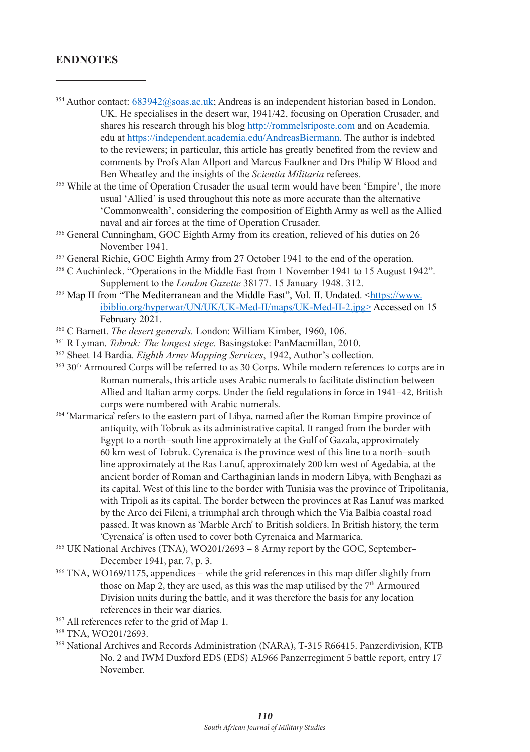## ENDNOTES

[354] Author contact: 683942@soas.ac.uk; Andreas is an independent historian based in London, UK. He specialises in the desert war, 1941/42, focusing on Operation Crusader, and shares his research through his blog http://rommelsriposte.com and on Academia.edu at https://independent.academia.edu/AndreasBiermann. The author is indebted to the reviewers; in particular, this article has greatly benefited from the review and comments by Profs Alan Allport and Marcus Faulkner and Drs Philip W Blood and Ben Wheatley and the insights of the *Scientia Militaria* referees.

[355] While at the time of Operation Crusader the usual term would have been 'Empire', the more usual 'Allied' is used throughout this note as more accurate than the alternative 'Commonwealth', considering the composition of Eighth Army as well as the Allied naval and air forces at the time of Operation Crusader.

[356] General Cunningham, GOC Eighth Army from its creation, relieved of his duties on 26 November 1941.

[357] General Richie, GOC Eighth Army from 27 October 1941 to the end of the operation.

[358] C Auchinleck. "Operations in the Middle East from 1 November 1941 to 15 August 1942". Supplement to the *London Gazette* 38177. 15 January 1948. 312.

[359] Map II from "The Mediterranean and the Middle East", Vol. II. Undated. <https://www.ibiblio.org/hyperwar/UN/UK/UK-Med-II/maps/UK-Med-II-2.jpg> Accessed on 15 February 2021.

[360] C Barnett. *The desert generals.* London: William Kimber, 1960, 106.

[361] R Lyman. *Tobruk: The longest siege.* Basingstoke: PanMacmillan, 2010.

[362] Sheet 14 Bardia. *Eighth Army Mapping Services*, 1942, Author's collection.

[363] 30th Armoured Corps will be referred to as 30 Corps. While modern references to corps are in Roman numerals, this article uses Arabic numerals to facilitate distinction between Allied and Italian army corps. Under the field regulations in force in 1941–42, British corps were numbered with Arabic numerals.

[364] 'Marmarica' refers to the eastern part of Libya, named after the Roman Empire province of antiquity, with Tobruk as its administrative capital. It ranged from the border with Egypt to a north–south line approximately at the Gulf of Gazala, approximately 60 km west of Tobruk. Cyrenaica is the province west of this line to a north–south line approximately at the Ras Lanuf, approximately 200 km west of Agedabia, at the ancient border of Roman and Carthaginian lands in modern Libya, with Benghazi as its capital. West of this line to the border with Tunisia was the province of Tripolitania, with Tripoli as its capital. The border between the provinces at Ras Lanuf was marked by the Arco dei Fileni, a triumphal arch through which the Via Balbia coastal road passed. It was known as 'Marble Arch' to British soldiers. In British history, the term 'Cyrenaica' is often used to cover both Cyrenaica and Marmarica.

[365] UK National Archives (TNA), WO201/2693 – 8 Army report by the GOC, September–December 1941, par. 7, p. 3.

[366] TNA, WO169/1175, appendices – while the grid references in this map differ slightly from those on Map 2, they are used, as this was the map utilised by the 7th Armoured Division units during the battle, and it was therefore the basis for any location references in their war diaries.

[367] All references refer to the grid of Map 1.

[368] TNA, WO201/2693.

[369] National Archives and Records Administration (NARA), T-315 R66415. Panzerdivision, KTB No. 2 and IWM Duxford EDS (EDS) AL966 Panzerregiment 5 battle report, entry 17 November.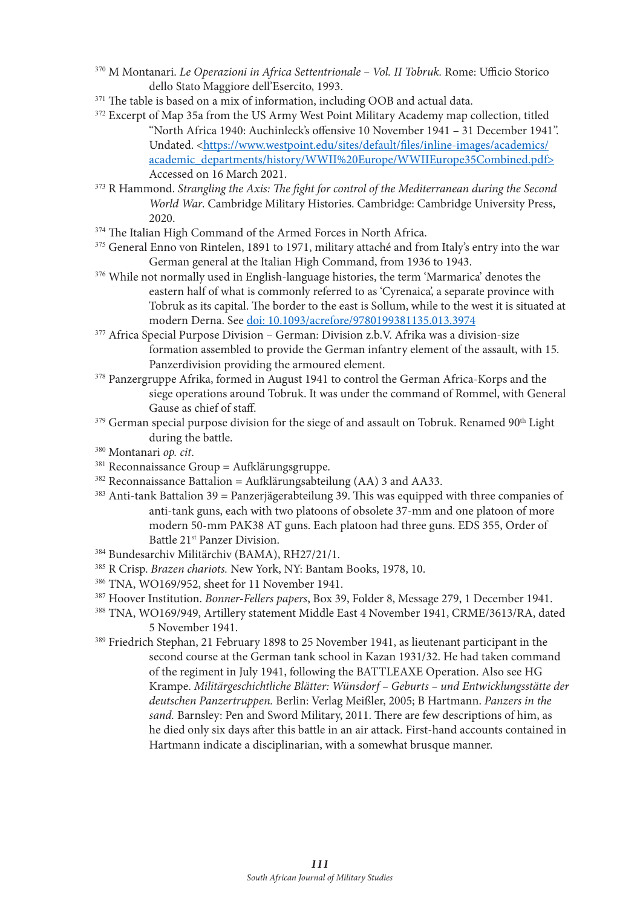[370] M Montanari. *Le Operazioni in Africa Settentrionale – Vol. II Tobruk.* Rome: Ufficio Storico dello Stato Maggiore dell'Esercito, 1993.

[371] The table is based on a mix of information, including OOB and actual data.

[372] Excerpt of Map 35a from the US Army West Point Military Academy map collection, titled "North Africa 1940: Auchinleck's offensive 10 November 1941 – 31 December 1941". Undated. <https://www.westpoint.edu/sites/default/files/inline-images/academics/academic_departments/history/WWII%20Europe/WWIIEurope35Combined.pdf> Accessed on 16 March 2021.

[373] R Hammond. *Strangling the Axis: The fight for control of the Mediterranean during the Second World War.* Cambridge Military Histories. Cambridge: Cambridge University Press, 2020.

[374] The Italian High Command of the Armed Forces in North Africa.

[375] General Enno von Rintelen, 1891 to 1971, military attaché and from Italy's entry into the war German general at the Italian High Command, from 1936 to 1943.

[376] While not normally used in English-language histories, the term 'Marmarica' denotes the eastern half of what is commonly referred to as 'Cyrenaica', a separate province with Tobruk as its capital. The border to the east is Sollum, while to the west it is situated at modern Derna. See doi: 10.1093/acrefore/9780199381135.013.3974

[377] Africa Special Purpose Division – German: Division z.b.V. Afrika was a division-size formation assembled to provide the German infantry element of the assault, with 15. Panzerdivision providing the armoured element.

[378] Panzergruppe Afrika, formed in August 1941 to control the German Africa-Korps and the siege operations around Tobruk. It was under the command of Rommel, with General Gause as chief of staff.

[379] German special purpose division for the siege of and assault on Tobruk. Renamed 90th Light during the battle.

[380] Montanari *op. cit*.

[381] Reconnaissance Group = Aufklärungsgruppe.

[382] Reconnaissance Battalion = Aufklärungsabteilung (AA) 3 and AA33.

[383] Anti-tank Battalion 39 = Panzerjägerabteilung 39. This was equipped with three companies of anti-tank guns, each with two platoons of obsolete 37-mm and one platoon of more modern 50-mm PAK38 AT guns. Each platoon had three guns. EDS 355, Order of Battle 21st Panzer Division.

[384] Bundesarchiv Militärchiv (BAMA), RH27/21/1.

[385] R Crisp. *Brazen chariots.* New York, NY: Bantam Books, 1978, 10.

[386] TNA, WO169/952, sheet for 11 November 1941.

[387] Hoover Institution. *Bonner-Fellers papers*, Box 39, Folder 8, Message 279, 1 December 1941.

[388] TNA, WO169/949, Artillery statement Middle East 4 November 1941, CRME/3613/RA, dated 5 November 1941.

[389] Friedrich Stephan, 21 February 1898 to 25 November 1941, as lieutenant participant in the second course at the German tank school in Kazan 1931/32. He had taken command of the regiment in July 1941, following the BATTLEAXE Operation. Also see HG Krampe. *Militärgeschichtliche Blätter: Wünsdorf – Geburts – und Entwicklungsstätte der deutschen Panzertruppen.* Berlin: Verlag Meißler, 2005; B Hartmann. *Panzers in the sand.* Barnsley: Pen and Sword Military, 2011. There are few descriptions of him, as he died only six days after this battle in an air attack. First-hand accounts contained in Hartmann indicate a disciplinarian, with a somewhat brusque manner.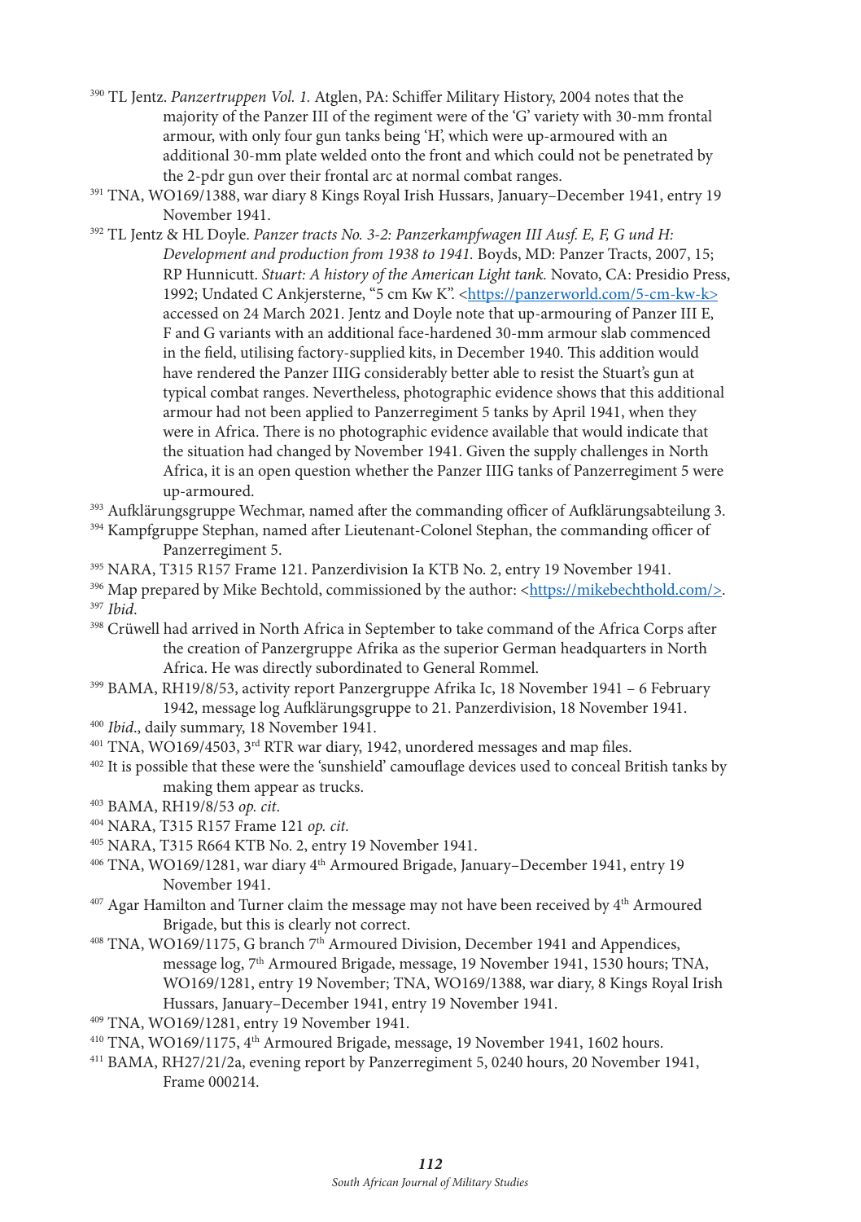390 TL Jentz. *Panzertruppen Vol. 1.* Atglen, PA: Schiffer Military History, 2004 notes that the majority of the Panzer III of the regiment were of the 'G' variety with 30-mm frontal armour, with only four gun tanks being 'H', which were up-armoured with an additional 30-mm plate welded onto the front and which could not be penetrated by the 2-pdr gun over their frontal arc at normal combat ranges.

391 TNA, WO169/1388, war diary 8 Kings Royal Irish Hussars, January–December 1941, entry 19 November 1941.

392 TL Jentz & HL Doyle. *Panzer tracts No. 3-2: Panzerkampfwagen III Ausf. E, F, G und H: Development and production from 1938 to 1941.* Boyds, MD: Panzer Tracts, 2007, 15; RP Hunnicutt. *Stuart: A history of the American Light tank.* Novato, CA: Presidio Press, 1992; Undated C Ankjersterne, "5 cm Kw K". <https://panzerworld.com/5-cm-kw-k> accessed on 24 March 2021. Jentz and Doyle note that up-armouring of Panzer III E, F and G variants with an additional face-hardened 30-mm armour slab commenced in the field, utilising factory-supplied kits, in December 1940. This addition would have rendered the Panzer IIIG considerably better able to resist the Stuart's gun at typical combat ranges. Nevertheless, photographic evidence shows that this additional armour had not been applied to Panzerregiment 5 tanks by April 1941, when they were in Africa. There is no photographic evidence available that would indicate that the situation had changed by November 1941. Given the supply challenges in North Africa, it is an open question whether the Panzer IIIG tanks of Panzerregiment 5 were up-armoured.

393 Aufklärungsgruppe Wechmar, named after the commanding officer of Aufklärungsabteilung 3.

394 Kampfgruppe Stephan, named after Lieutenant-Colonel Stephan, the commanding officer of Panzerregiment 5.

395 NARA, T315 R157 Frame 121. Panzerdivision Ia KTB No. 2, entry 19 November 1941.

396 Map prepared by Mike Bechtold, commissioned by the author: <https://mikebechthold.com/>.

397 *Ibid.*

398 Crüwell had arrived in North Africa in September to take command of the Africa Corps after the creation of Panzergruppe Afrika as the superior German headquarters in North Africa. He was directly subordinated to General Rommel.

399 BAMA, RH19/8/53, activity report Panzergruppe Afrika Ic, 18 November 1941 – 6 February 1942, message log Aufklärungsgruppe to 21. Panzerdivision, 18 November 1941.

400 *Ibid*., daily summary, 18 November 1941.

401 TNA, WO169/4503, 3rd RTR war diary, 1942, unordered messages and map files.

402 It is possible that these were the 'sunshield' camouflage devices used to conceal British tanks by making them appear as trucks.

403 BAMA, RH19/8/53 *op. cit*.

404 NARA, T315 R157 Frame 121 *op. cit.*

405 NARA, T315 R664 KTB No. 2, entry 19 November 1941.

406 TNA, WO169/1281, war diary 4th Armoured Brigade, January–December 1941, entry 19 November 1941.

407 Agar Hamilton and Turner claim the message may not have been received by 4th Armoured Brigade, but this is clearly not correct.

408 TNA, WO169/1175, G branch 7th Armoured Division, December 1941 and Appendices, message log, 7th Armoured Brigade, message, 19 November 1941, 1530 hours; TNA, WO169/1281, entry 19 November; TNA, WO169/1388, war diary, 8 Kings Royal Irish Hussars, January–December 1941, entry 19 November 1941.

409 TNA, WO169/1281, entry 19 November 1941.

410 TNA, WO169/1175, 4th Armoured Brigade, message, 19 November 1941, 1602 hours.

411 BAMA, RH27/21/2a, evening report by Panzerregiment 5, 0240 hours, 20 November 1941, Frame 000214.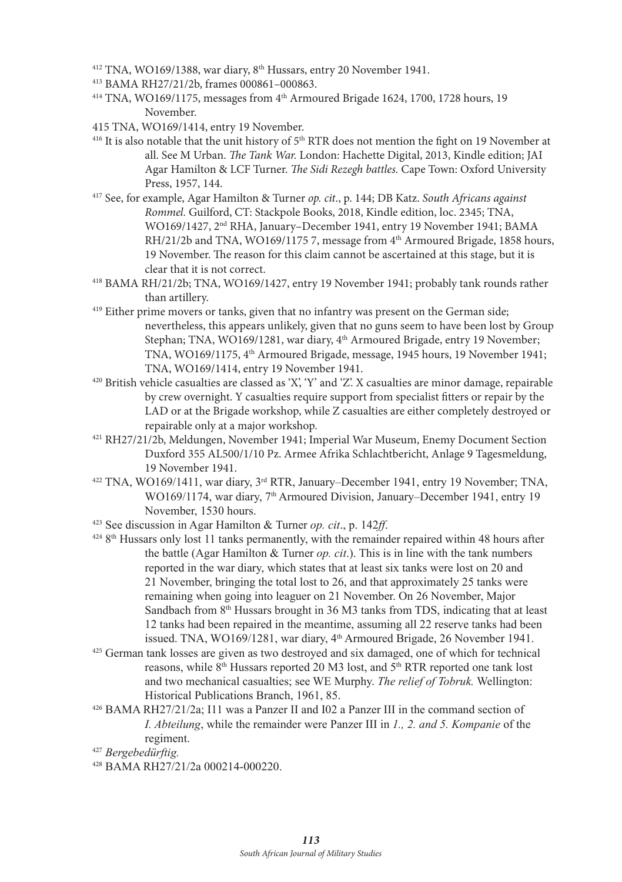[412] TNA, WO169/1388, war diary, 8th Hussars, entry 20 November 1941.

[413] BAMA RH27/21/2b, frames 000861–000863.

[414] TNA, WO169/1175, messages from 4th Armoured Brigade 1624, 1700, 1728 hours, 19 November.

415 TNA, WO169/1414, entry 19 November.

[416] It is also notable that the unit history of 5th RTR does not mention the fight on 19 November at all. See M Urban. *The Tank War.* London: Hachette Digital, 2013, Kindle edition; JAI Agar Hamilton & LCF Turner. *The Sidi Rezegh battles.* Cape Town: Oxford University Press, 1957, 144.

[417] See, for example, Agar Hamilton & Turner *op. cit*., p. 144; DB Katz. *South Africans against Rommel.* Guilford, CT: Stackpole Books, 2018, Kindle edition, loc. 2345; TNA, WO169/1427, 2nd RHA, January–December 1941, entry 19 November 1941; BAMA RH/21/2b and TNA, WO169/1175 7, message from 4th Armoured Brigade, 1858 hours, 19 November. The reason for this claim cannot be ascertained at this stage, but it is clear that it is not correct.

[418] BAMA RH/21/2b; TNA, WO169/1427, entry 19 November 1941; probably tank rounds rather than artillery.

[419] Either prime movers or tanks, given that no infantry was present on the German side; nevertheless, this appears unlikely, given that no guns seem to have been lost by Group Stephan; TNA, WO169/1281, war diary, 4th Armoured Brigade, entry 19 November; TNA, WO169/1175, 4th Armoured Brigade, message, 1945 hours, 19 November 1941; TNA, WO169/1414, entry 19 November 1941.

[420] British vehicle casualties are classed as 'X', 'Y' and 'Z'. X casualties are minor damage, repairable by crew overnight. Y casualties require support from specialist fitters or repair by the LAD or at the Brigade workshop, while Z casualties are either completely destroyed or repairable only at a major workshop.

[421] RH27/21/2b, Meldungen, November 1941; Imperial War Museum, Enemy Document Section Duxford 355 AL500/1/10 Pz. Armee Afrika Schlachtbericht, Anlage 9 Tagesmeldung, 19 November 1941.

[422] TNA, WO169/1411, war diary, 3rd RTR, January–December 1941, entry 19 November; TNA, WO169/1174, war diary, 7th Armoured Division, January–December 1941, entry 19 November, 1530 hours.

[423] See discussion in Agar Hamilton & Turner *op. cit*., p. 142*ff*.

[424] 8th Hussars only lost 11 tanks permanently, with the remainder repaired within 48 hours after the battle (Agar Hamilton & Turner *op. cit*.). This is in line with the tank numbers reported in the war diary, which states that at least six tanks were lost on 20 and 21 November, bringing the total lost to 26, and that approximately 25 tanks were remaining when going into leaguer on 21 November. On 26 November, Major Sandbach from 8th Hussars brought in 36 M3 tanks from TDS, indicating that at least 12 tanks had been repaired in the meantime, assuming all 22 reserve tanks had been issued. TNA, WO169/1281, war diary, 4th Armoured Brigade, 26 November 1941.

[425] German tank losses are given as two destroyed and six damaged, one of which for technical reasons, while 8th Hussars reported 20 M3 lost, and 5th RTR reported one tank lost and two mechanical casualties; see WE Murphy. *The relief of Tobruk.* Wellington: Historical Publications Branch, 1961, 85.

[426] BAMA RH27/21/2a; I11 was a Panzer II and I02 a Panzer III in the command section of *I. Abteilung*, while the remainder were Panzer III in *1., 2. and 5. Kompanie* of the regiment.

[427] *Bergebedürftig.*

[428] BAMA RH27/21/2a 000214-000220.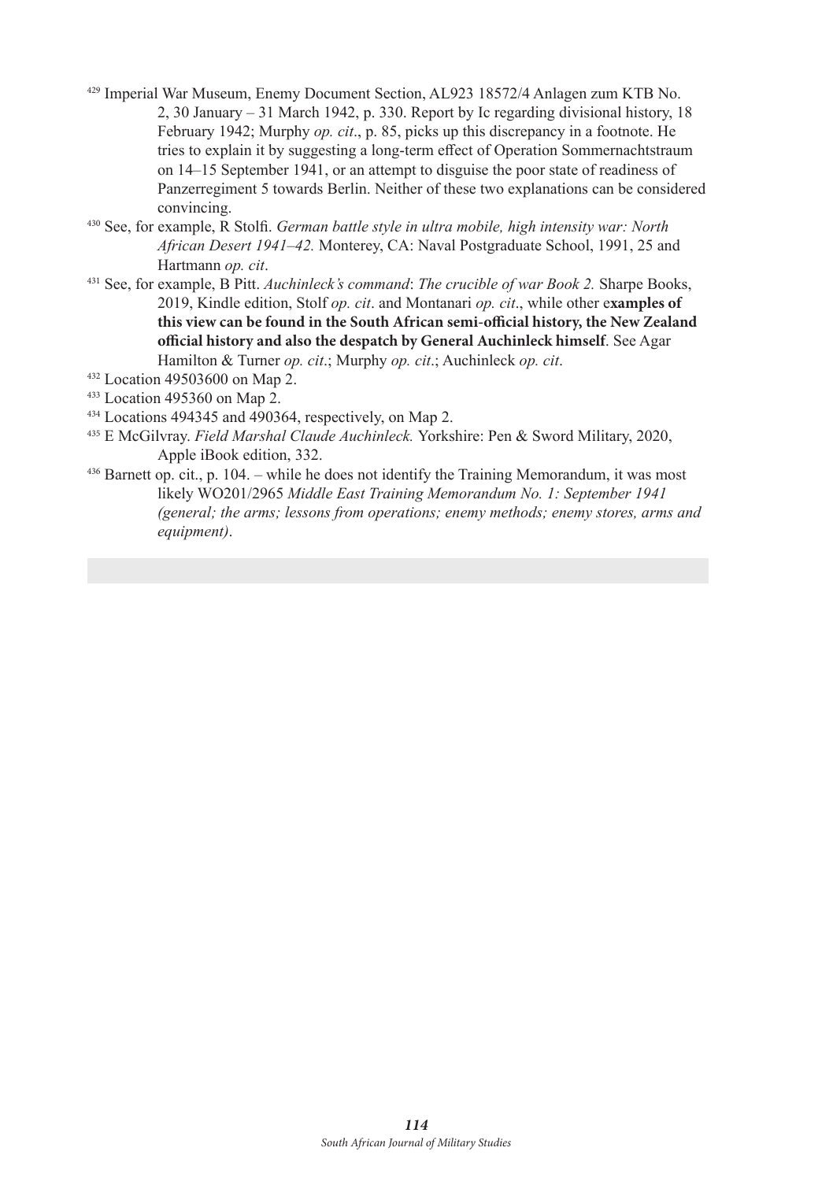[429] Imperial War Museum, Enemy Document Section, AL923 18572/4 Anlagen zum KTB No. 2, 30 January – 31 March 1942, p. 330. Report by Ic regarding divisional history, 18 February 1942; Murphy *op. cit*., p. 85, picks up this discrepancy in a footnote. He tries to explain it by suggesting a long-term effect of Operation Sommernachtstraum on 14–15 September 1941, or an attempt to disguise the poor state of readiness of Panzerregiment 5 towards Berlin. Neither of these two explanations can be considered convincing.

[430] See, for example, R Stolfi. *German battle style in ultra mobile, high intensity war: North African Desert 1941–42.* Monterey, CA: Naval Postgraduate School, 1991, 25 and Hartmann *op. cit*.

[431] See, for example, B Pitt. *Auchinleck's command*: *The crucible of war Book 2.* Sharpe Books, 2019, Kindle edition, Stolf *op. cit*. and Montanari *op. cit*., while other e**xamples of this view can be found in the South African semi-official history, the New Zealand official history and also the despatch by General Auchinleck himself**. See Agar Hamilton & Turner *op. cit*.; Murphy *op. cit*.; Auchinleck *op. cit*.

[432] Location 49503600 on Map 2.

[433] Location 495360 on Map 2.

[434] Locations 494345 and 490364, respectively, on Map 2.

[435] E McGilvray. *Field Marshal Claude Auchinleck.* Yorkshire: Pen & Sword Military, 2020, Apple iBook edition, 332.

[436] Barnett op. cit., p. 104. – while he does not identify the Training Memorandum, it was most likely WO201/2965 *Middle East Training Memorandum No. 1: September 1941 (general; the arms; lessons from operations; enemy methods; enemy stores, arms and equipment)*.